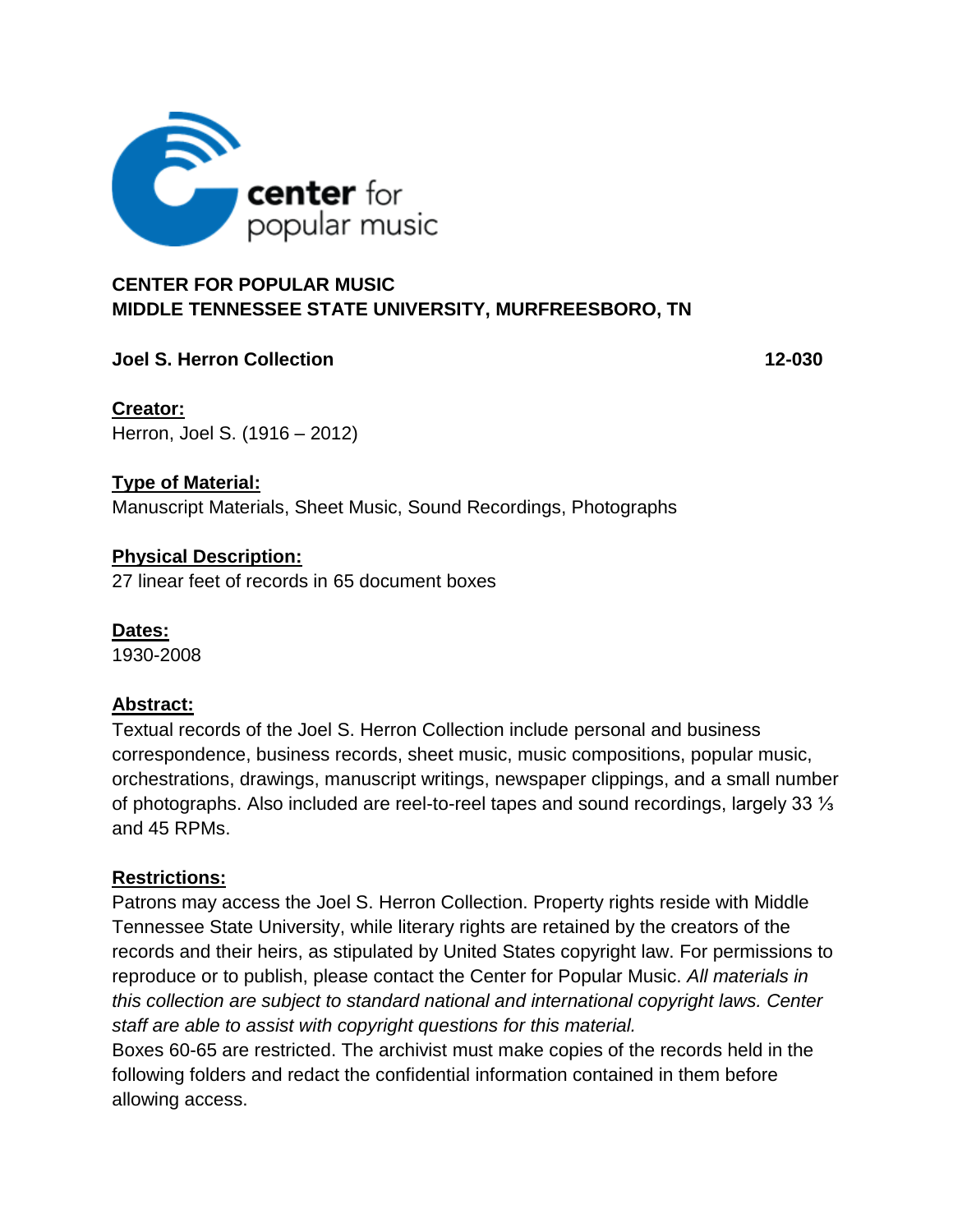**CENTER FOR POPULAR MUSIC**
**MIDDLE TENNESSEE STATE UNIVERSITY, MURFREESBORO, TN**

**Joel S. Herron Collection** **12-030**

**Creator:**
Herron, Joel S. (1916 – 2012)

**Type of Material:**
Manuscript Materials, Sheet Music, Sound Recordings, Photographs

**Physical Description:**
27 linear feet of records in 65 document boxes

**Dates:**
1930-2008

**Abstract:**
Textual records of the Joel S. Herron Collection include personal and business correspondence, business records, sheet music, music compositions, popular music, orchestrations, drawings, manuscript writings, newspaper clippings, and a small number of photographs. Also included are reel-to-reel tapes and sound recordings, largely 33 ⅓ and 45 RPMs.

**Restrictions:**
Patrons may access the Joel S. Herron Collection. Property rights reside with Middle Tennessee State University, while literary rights are retained by the creators of the records and their heirs, as stipulated by United States copyright law. For permissions to reproduce or to publish, please contact the Center for Popular Music. *All materials in this collection are subject to standard national and international copyright laws. Center staff are able to assist with copyright questions for this material.*
Boxes 60-65 are restricted. The archivist must make copies of the records held in the following folders and redact the confidential information contained in them before allowing access.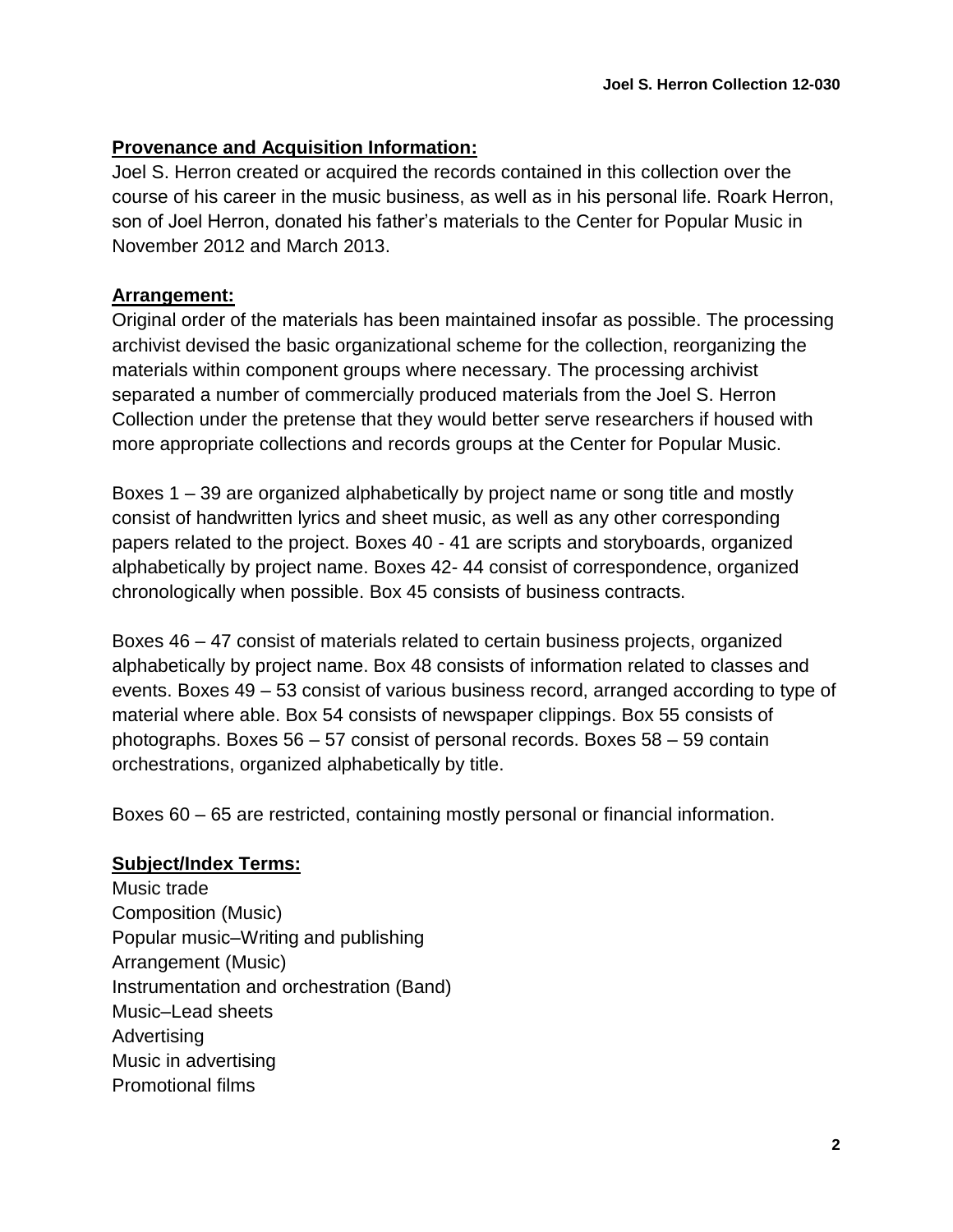## Provenance and Acquisition Information:

Joel S. Herron created or acquired the records contained in this collection over the course of his career in the music business, as well as in his personal life. Roark Herron, son of Joel Herron, donated his father's materials to the Center for Popular Music in November 2012 and March 2013.

## Arrangement:

Original order of the materials has been maintained insofar as possible. The processing archivist devised the basic organizational scheme for the collection, reorganizing the materials within component groups where necessary. The processing archivist separated a number of commercially produced materials from the Joel S. Herron Collection under the pretense that they would better serve researchers if housed with more appropriate collections and records groups at the Center for Popular Music.

Boxes 1 – 39 are organized alphabetically by project name or song title and mostly consist of handwritten lyrics and sheet music, as well as any other corresponding papers related to the project. Boxes 40 - 41 are scripts and storyboards, organized alphabetically by project name. Boxes 42- 44 consist of correspondence, organized chronologically when possible. Box 45 consists of business contracts.

Boxes 46 – 47 consist of materials related to certain business projects, organized alphabetically by project name. Box 48 consists of information related to classes and events. Boxes 49 – 53 consist of various business record, arranged according to type of material where able. Box 54 consists of newspaper clippings. Box 55 consists of photographs. Boxes 56 – 57 consist of personal records. Boxes 58 – 59 contain orchestrations, organized alphabetically by title.

Boxes 60 – 65 are restricted, containing mostly personal or financial information.

## Subject/Index Terms:

Music trade
Composition (Music)
Popular music–Writing and publishing
Arrangement (Music)
Instrumentation and orchestration (Band)
Music–Lead sheets
Advertising
Music in advertising
Promotional films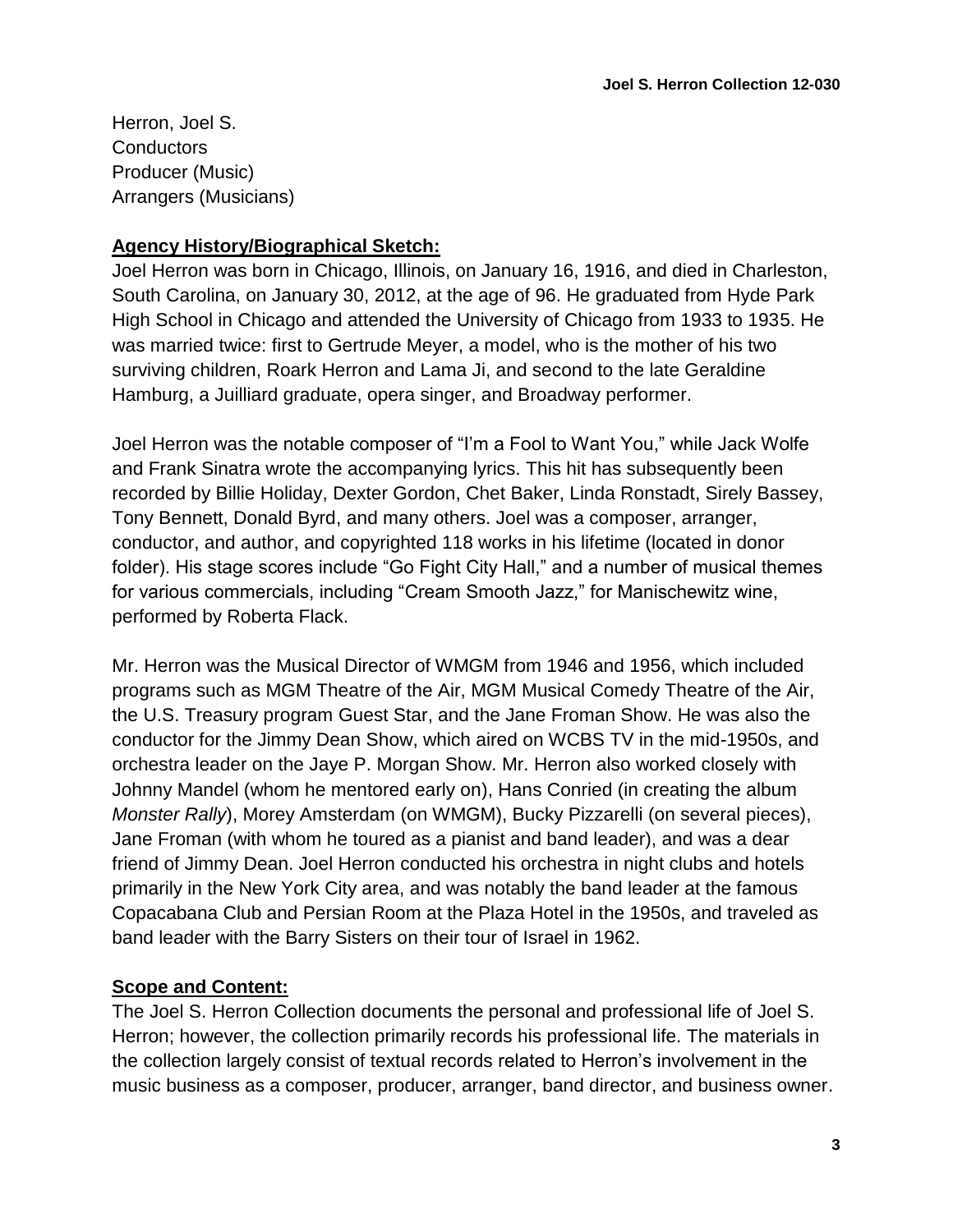Herron, Joel S.
Conductors
Producer (Music)
Arrangers (Musicians)

**Agency History/Biographical Sketch:**

Joel Herron was born in Chicago, Illinois, on January 16, 1916, and died in Charleston, South Carolina, on January 30, 2012, at the age of 96. He graduated from Hyde Park High School in Chicago and attended the University of Chicago from 1933 to 1935. He was married twice: first to Gertrude Meyer, a model, who is the mother of his two surviving children, Roark Herron and Lama Ji, and second to the late Geraldine Hamburg, a Juilliard graduate, opera singer, and Broadway performer.

Joel Herron was the notable composer of "I'm a Fool to Want You," while Jack Wolfe and Frank Sinatra wrote the accompanying lyrics. This hit has subsequently been recorded by Billie Holiday, Dexter Gordon, Chet Baker, Linda Ronstadt, Sirely Bassey, Tony Bennett, Donald Byrd, and many others. Joel was a composer, arranger, conductor, and author, and copyrighted 118 works in his lifetime (located in donor folder). His stage scores include "Go Fight City Hall," and a number of musical themes for various commercials, including "Cream Smooth Jazz," for Manischewitz wine, performed by Roberta Flack.

Mr. Herron was the Musical Director of WMGM from 1946 and 1956, which included programs such as MGM Theatre of the Air, MGM Musical Comedy Theatre of the Air, the U.S. Treasury program Guest Star, and the Jane Froman Show. He was also the conductor for the Jimmy Dean Show, which aired on WCBS TV in the mid-1950s, and orchestra leader on the Jaye P. Morgan Show. Mr. Herron also worked closely with Johnny Mandel (whom he mentored early on), Hans Conried (in creating the album *Monster Rally*), Morey Amsterdam (on WMGM), Bucky Pizzarelli (on several pieces), Jane Froman (with whom he toured as a pianist and band leader), and was a dear friend of Jimmy Dean. Joel Herron conducted his orchestra in night clubs and hotels primarily in the New York City area, and was notably the band leader at the famous Copacabana Club and Persian Room at the Plaza Hotel in the 1950s, and traveled as band leader with the Barry Sisters on their tour of Israel in 1962.

**Scope and Content:**

The Joel S. Herron Collection documents the personal and professional life of Joel S. Herron; however, the collection primarily records his professional life. The materials in the collection largely consist of textual records related to Herron's involvement in the music business as a composer, producer, arranger, band director, and business owner.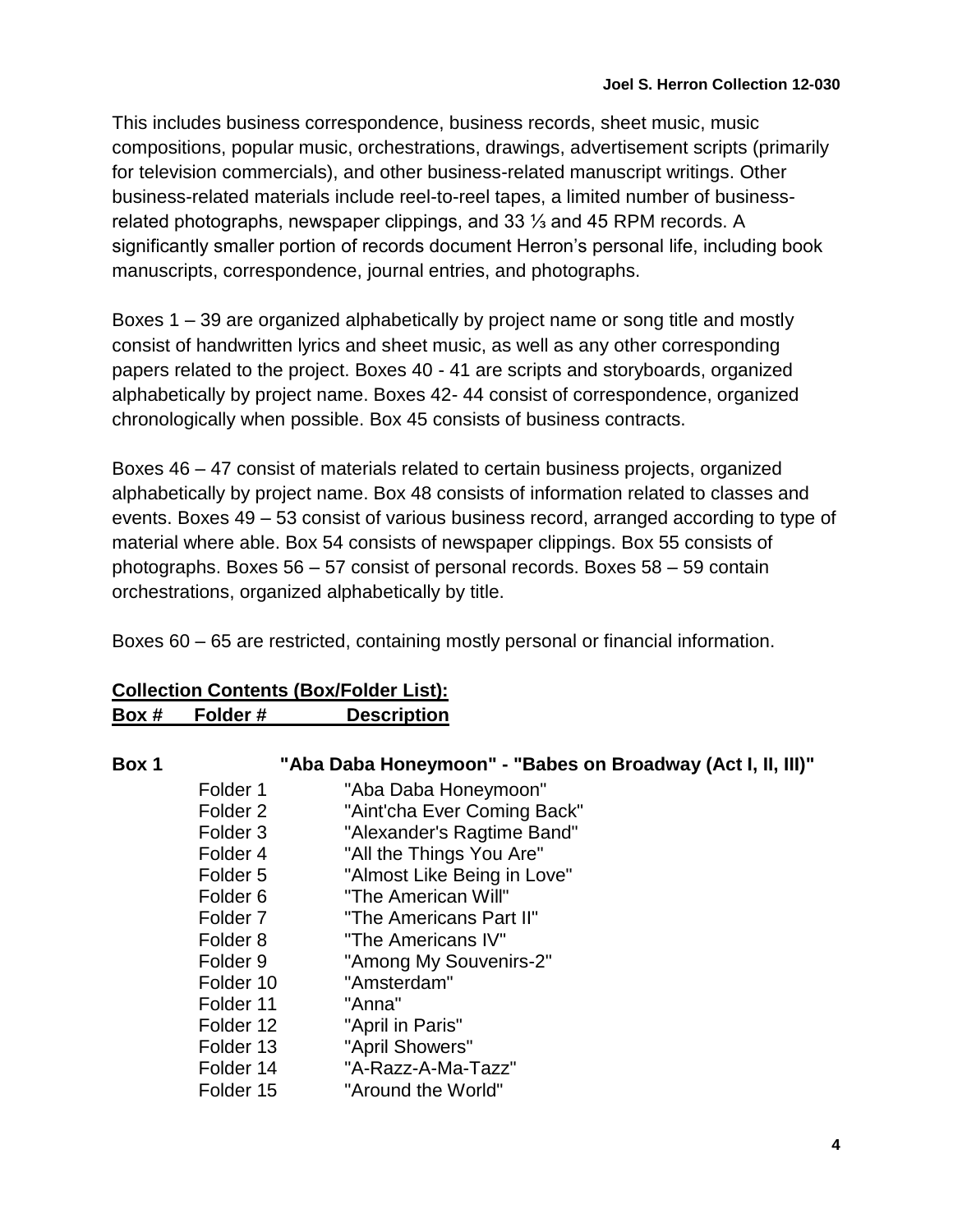This includes business correspondence, business records, sheet music, music compositions, popular music, orchestrations, drawings, advertisement scripts (primarily for television commercials), and other business-related manuscript writings. Other business-related materials include reel-to-reel tapes, a limited number of business-related photographs, newspaper clippings, and 33 ⅓ and 45 RPM records. A significantly smaller portion of records document Herron's personal life, including book manuscripts, correspondence, journal entries, and photographs.

Boxes 1 – 39 are organized alphabetically by project name or song title and mostly consist of handwritten lyrics and sheet music, as well as any other corresponding papers related to the project. Boxes 40 - 41 are scripts and storyboards, organized alphabetically by project name. Boxes 42- 44 consist of correspondence, organized chronologically when possible. Box 45 consists of business contracts.

Boxes 46 – 47 consist of materials related to certain business projects, organized alphabetically by project name. Box 48 consists of information related to classes and events. Boxes 49 – 53 consist of various business record, arranged according to type of material where able. Box 54 consists of newspaper clippings. Box 55 consists of photographs. Boxes 56 – 57 consist of personal records. Boxes 58 – 59 contain orchestrations, organized alphabetically by title.

Boxes 60 – 65 are restricted, containing mostly personal or financial information.

## Collection Contents (Box/Folder List):

| Box # | Folder # | Description |
|---|---|---|
| **Box 1** | | **"Aba Daba Honeymoon" - "Babes on Broadway (Act I, II, III)"** |
| | Folder 1 | "Aba Daba Honeymoon" |
| | Folder 2 | "Aint'cha Ever Coming Back" |
| | Folder 3 | "Alexander's Ragtime Band" |
| | Folder 4 | "All the Things You Are" |
| | Folder 5 | "Almost Like Being in Love" |
| | Folder 6 | "The American Will" |
| | Folder 7 | "The Americans Part II" |
| | Folder 8 | "The Americans IV" |
| | Folder 9 | "Among My Souvenirs-2" |
| | Folder 10 | "Amsterdam" |
| | Folder 11 | "Anna" |
| | Folder 12 | "April in Paris" |
| | Folder 13 | "April Showers" |
| | Folder 14 | "A-Razz-A-Ma-Tazz" |
| | Folder 15 | "Around the World" |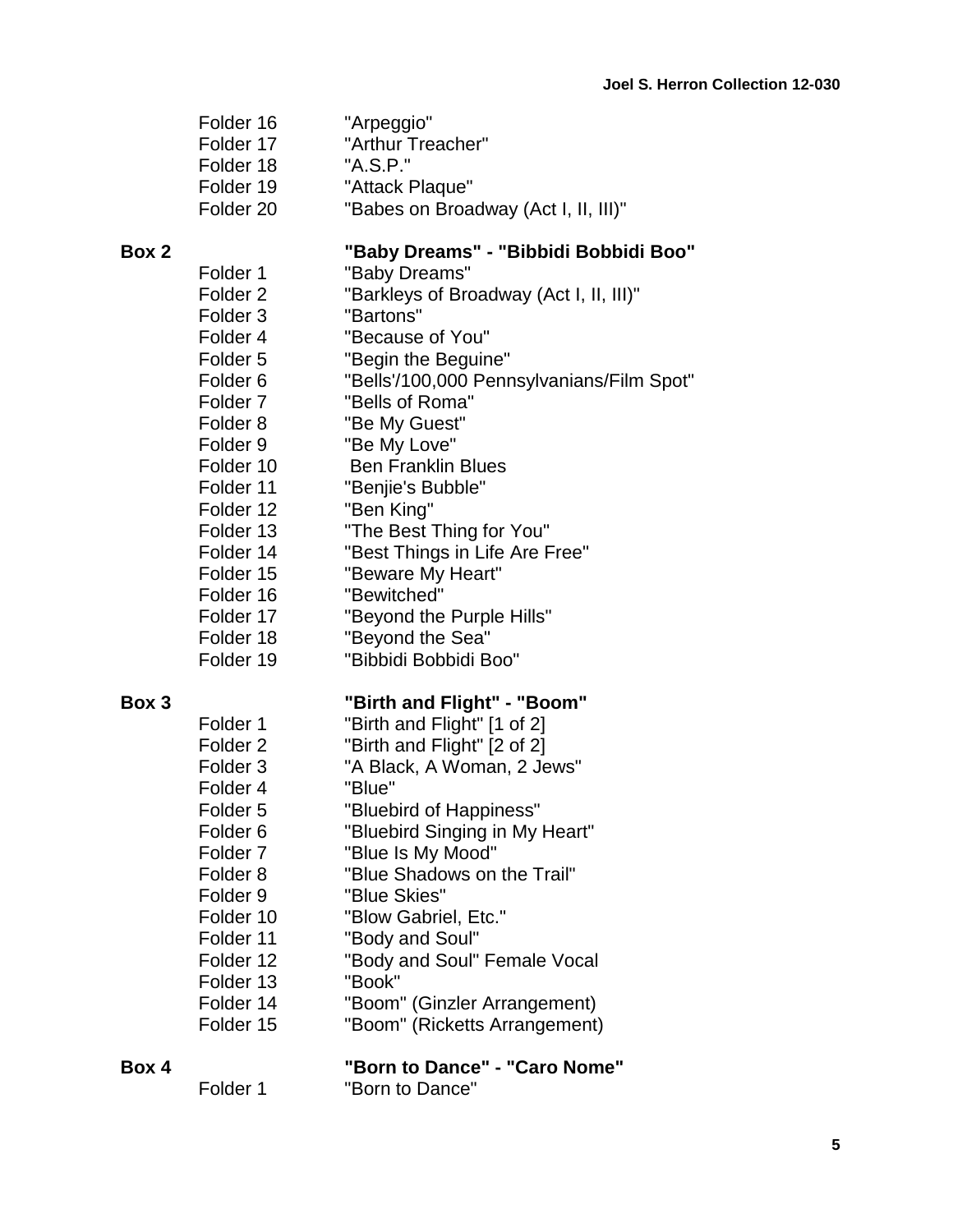Folder 16 "Arpeggio"
Folder 17 "Arthur Treacher"
Folder 18 "A.S.P."
Folder 19 "Attack Plaque"
Folder 20 "Babes on Broadway (Act I, II, III)"

**Box 2 "Baby Dreams" - "Bibbidi Bobbidi Boo"**

Folder 1 "Baby Dreams"
Folder 2 "Barkleys of Broadway (Act I, II, III)"
Folder 3 "Bartons"
Folder 4 "Because of You"
Folder 5 "Begin the Beguine"
Folder 6 "Bells'/100,000 Pennsylvanians/Film Spot"
Folder 7 "Bells of Roma"
Folder 8 "Be My Guest"
Folder 9 "Be My Love"
Folder 10 Ben Franklin Blues
Folder 11 "Benjie's Bubble"
Folder 12 "Ben King"
Folder 13 "The Best Thing for You"
Folder 14 "Best Things in Life Are Free"
Folder 15 "Beware My Heart"
Folder 16 "Bewitched"
Folder 17 "Beyond the Purple Hills"
Folder 18 "Beyond the Sea"
Folder 19 "Bibbidi Bobbidi Boo"

**Box 3 "Birth and Flight" - "Boom"**

Folder 1 "Birth and Flight" [1 of 2]
Folder 2 "Birth and Flight" [2 of 2]
Folder 3 "A Black, A Woman, 2 Jews"
Folder 4 "Blue"
Folder 5 "Bluebird of Happiness"
Folder 6 "Bluebird Singing in My Heart"
Folder 7 "Blue Is My Mood"
Folder 8 "Blue Shadows on the Trail"
Folder 9 "Blue Skies"
Folder 10 "Blow Gabriel, Etc."
Folder 11 "Body and Soul"
Folder 12 "Body and Soul" Female Vocal
Folder 13 "Book"
Folder 14 "Boom" (Ginzler Arrangement)
Folder 15 "Boom" (Ricketts Arrangement)

**Box 4 "Born to Dance" - "Caro Nome"**

Folder 1 "Born to Dance"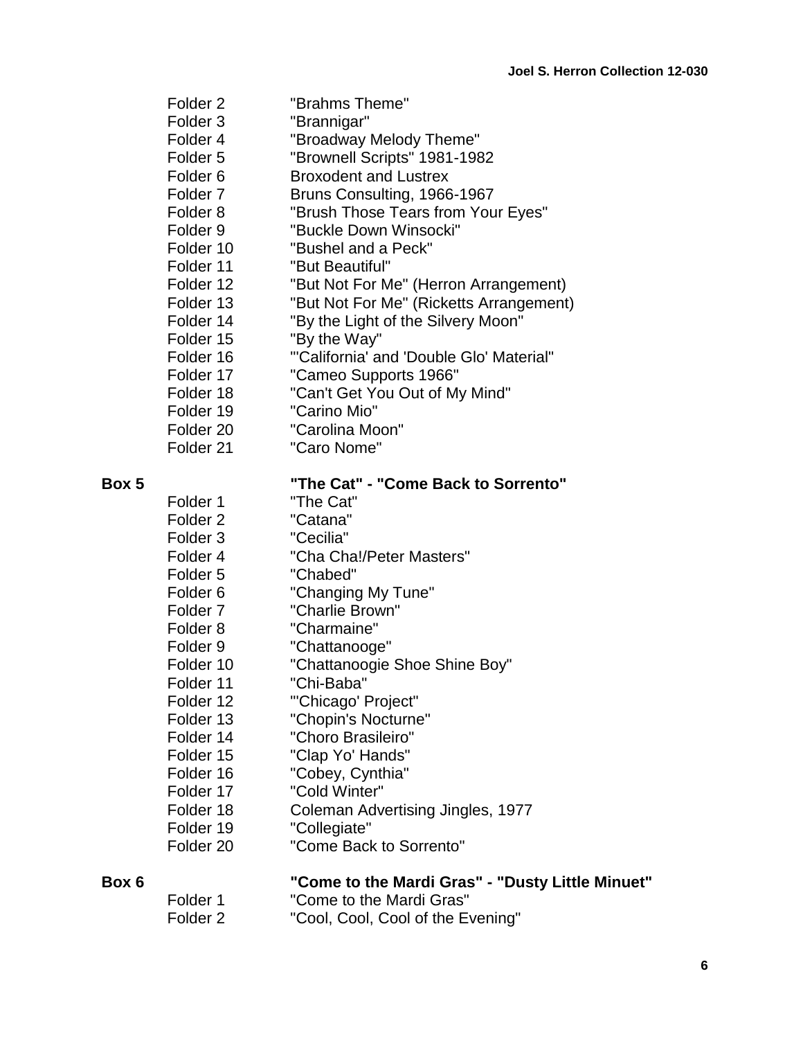Folder 2 "Brahms Theme"
Folder 3 "Brannigar"
Folder 4 "Broadway Melody Theme"
Folder 5 "Brownell Scripts" 1981-1982
Folder 6 Broxodent and Lustrex
Folder 7 Bruns Consulting, 1966-1967
Folder 8 "Brush Those Tears from Your Eyes"
Folder 9 "Buckle Down Winsocki"
Folder 10 "Bushel and a Peck"
Folder 11 "But Beautiful"
Folder 12 "But Not For Me" (Herron Arrangement)
Folder 13 "But Not For Me" (Ricketts Arrangement)
Folder 14 "By the Light of the Silvery Moon"
Folder 15 "By the Way"
Folder 16 "'California' and 'Double Glo' Material"
Folder 17 "Cameo Supports 1966"
Folder 18 "Can't Get You Out of My Mind"
Folder 19 "Carino Mio"
Folder 20 "Carolina Moon"
Folder 21 "Caro Nome"

**Box 5** **"The Cat" - "Come Back to Sorrento"**

Folder 1 "The Cat"
Folder 2 "Catana"
Folder 3 "Cecilia"
Folder 4 "Cha Cha!/Peter Masters"
Folder 5 "Chabed"
Folder 6 "Changing My Tune"
Folder 7 "Charlie Brown"
Folder 8 "Charmaine"
Folder 9 "Chattanooge"
Folder 10 "Chattanoogie Shoe Shine Boy"
Folder 11 "Chi-Baba"
Folder 12 "'Chicago' Project"
Folder 13 "Chopin's Nocturne"
Folder 14 "Choro Brasileiro"
Folder 15 "Clap Yo' Hands"
Folder 16 "Cobey, Cynthia"
Folder 17 "Cold Winter"
Folder 18 Coleman Advertising Jingles, 1977
Folder 19 "Collegiate"
Folder 20 "Come Back to Sorrento"

**Box 6** **"Come to the Mardi Gras" - "Dusty Little Minuet"**

Folder 1 "Come to the Mardi Gras"
Folder 2 "Cool, Cool, Cool of the Evening"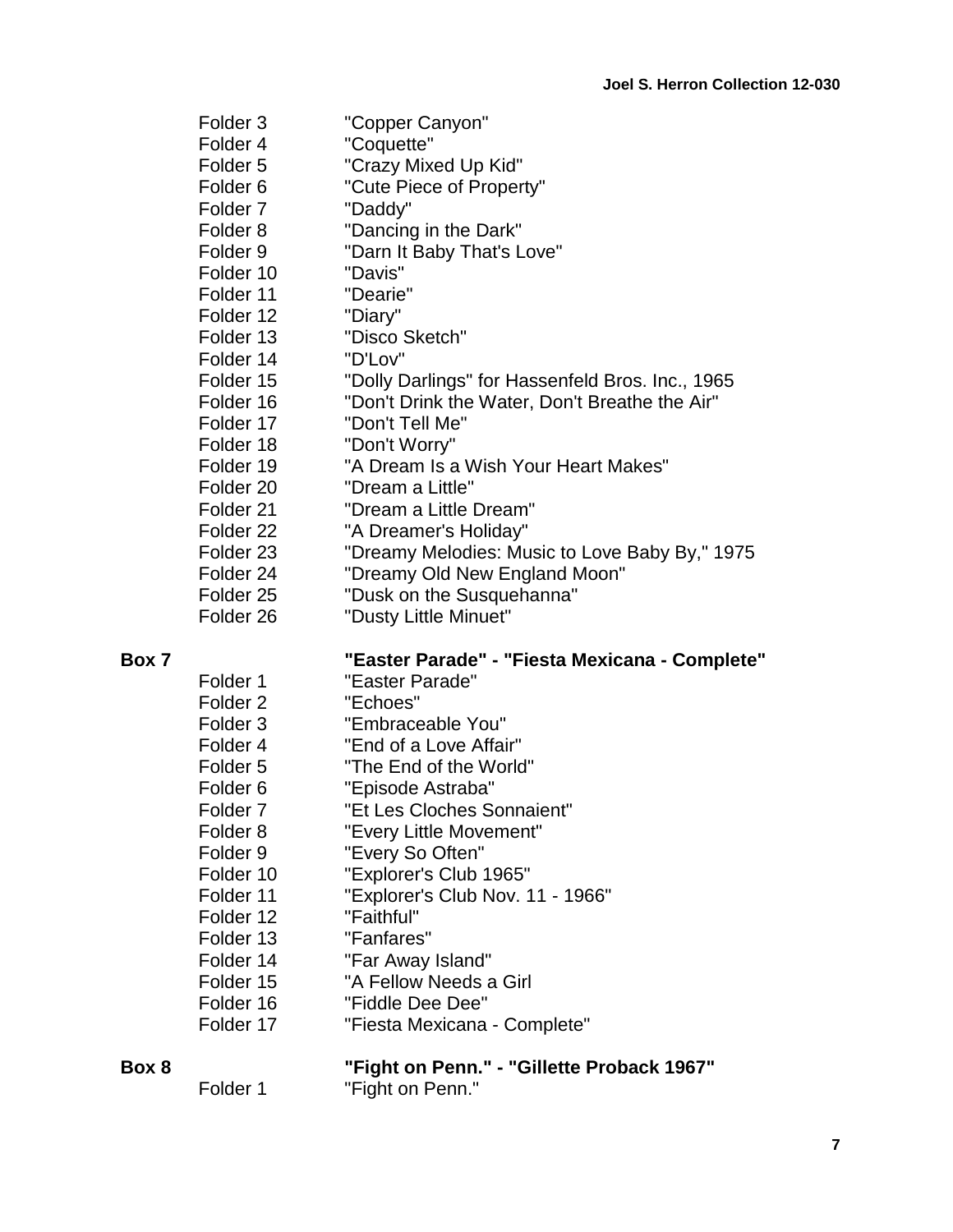| | | |
|---|---|---|
| | Folder 3 | "Copper Canyon" |
| | Folder 4 | "Coquette" |
| | Folder 5 | "Crazy Mixed Up Kid" |
| | Folder 6 | "Cute Piece of Property" |
| | Folder 7 | "Daddy" |
| | Folder 8 | "Dancing in the Dark" |
| | Folder 9 | "Darn It Baby That's Love" |
| | Folder 10 | "Davis" |
| | Folder 11 | "Dearie" |
| | Folder 12 | "Diary" |
| | Folder 13 | "Disco Sketch" |
| | Folder 14 | "D'Lov" |
| | Folder 15 | "Dolly Darlings" for Hassenfeld Bros. Inc., 1965 |
| | Folder 16 | "Don't Drink the Water, Don't Breathe the Air" |
| | Folder 17 | "Don't Tell Me" |
| | Folder 18 | "Don't Worry" |
| | Folder 19 | "A Dream Is a Wish Your Heart Makes" |
| | Folder 20 | "Dream a Little" |
| | Folder 21 | "Dream a Little Dream" |
| | Folder 22 | "A Dreamer's Holiday" |
| | Folder 23 | "Dreamy Melodies: Music to Love Baby By," 1975 |
| | Folder 24 | "Dreamy Old New England Moon" |
| | Folder 25 | "Dusk on the Susquehanna" |
| | Folder 26 | "Dusty Little Minuet" |
| **Box 7** | | **"Easter Parade" - "Fiesta Mexicana - Complete"** |
| | Folder 1 | "Easter Parade" |
| | Folder 2 | "Echoes" |
| | Folder 3 | "Embraceable You" |
| | Folder 4 | "End of a Love Affair" |
| | Folder 5 | "The End of the World" |
| | Folder 6 | "Episode Astraba" |
| | Folder 7 | "Et Les Cloches Sonnaient" |
| | Folder 8 | "Every Little Movement" |
| | Folder 9 | "Every So Often" |
| | Folder 10 | "Explorer's Club 1965" |
| | Folder 11 | "Explorer's Club Nov. 11 - 1966" |
| | Folder 12 | "Faithful" |
| | Folder 13 | "Fanfares" |
| | Folder 14 | "Far Away Island" |
| | Folder 15 | "A Fellow Needs a Girl |
| | Folder 16 | "Fiddle Dee Dee" |
| | Folder 17 | "Fiesta Mexicana - Complete" |
| **Box 8** | | **"Fight on Penn." - "Gillette Proback 1967"** |
| | Folder 1 | "Fight on Penn." |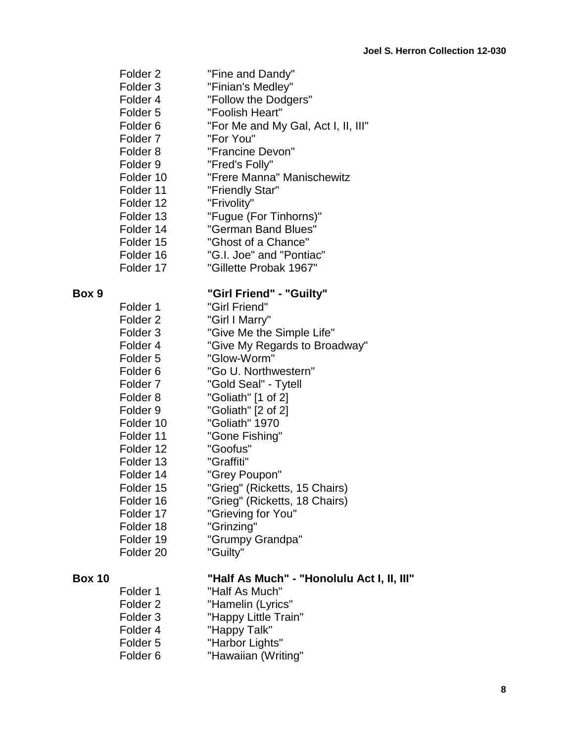| | | |
|---|---|---|
| | Folder 2 | "Fine and Dandy" |
| | Folder 3 | "Finian's Medley" |
| | Folder 4 | "Follow the Dodgers" |
| | Folder 5 | "Foolish Heart" |
| | Folder 6 | "For Me and My Gal, Act I, II, III" |
| | Folder 7 | "For You" |
| | Folder 8 | "Francine Devon" |
| | Folder 9 | "Fred's Folly" |
| | Folder 10 | "Frere Manna" Manischewitz |
| | Folder 11 | "Friendly Star" |
| | Folder 12 | "Frivolity" |
| | Folder 13 | "Fugue (For Tinhorns)" |
| | Folder 14 | "German Band Blues" |
| | Folder 15 | "Ghost of a Chance" |
| | Folder 16 | "G.I. Joe" and "Pontiac" |
| | Folder 17 | "Gillette Probak 1967" |
| **Box 9** | | **"Girl Friend" - "Guilty"** |
| | Folder 1 | "Girl Friend" |
| | Folder 2 | "Girl I Marry" |
| | Folder 3 | "Give Me the Simple Life" |
| | Folder 4 | "Give My Regards to Broadway" |
| | Folder 5 | "Glow-Worm" |
| | Folder 6 | "Go U. Northwestern" |
| | Folder 7 | "Gold Seal" - Tytell |
| | Folder 8 | "Goliath" [1 of 2] |
| | Folder 9 | "Goliath" [2 of 2] |
| | Folder 10 | "Goliath" 1970 |
| | Folder 11 | "Gone Fishing" |
| | Folder 12 | "Goofus" |
| | Folder 13 | "Graffiti" |
| | Folder 14 | "Grey Poupon" |
| | Folder 15 | "Grieg" (Ricketts, 15 Chairs) |
| | Folder 16 | "Grieg" (Ricketts, 18 Chairs) |
| | Folder 17 | "Grieving for You" |
| | Folder 18 | "Grinzing" |
| | Folder 19 | "Grumpy Grandpa" |
| | Folder 20 | "Guilty" |
| **Box 10** | | **"Half As Much" - "Honolulu Act I, II, III"** |
| | Folder 1 | "Half As Much" |
| | Folder 2 | "Hamelin (Lyrics" |
| | Folder 3 | "Happy Little Train" |
| | Folder 4 | "Happy Talk" |
| | Folder 5 | "Harbor Lights" |
| | Folder 6 | "Hawaiian (Writing" |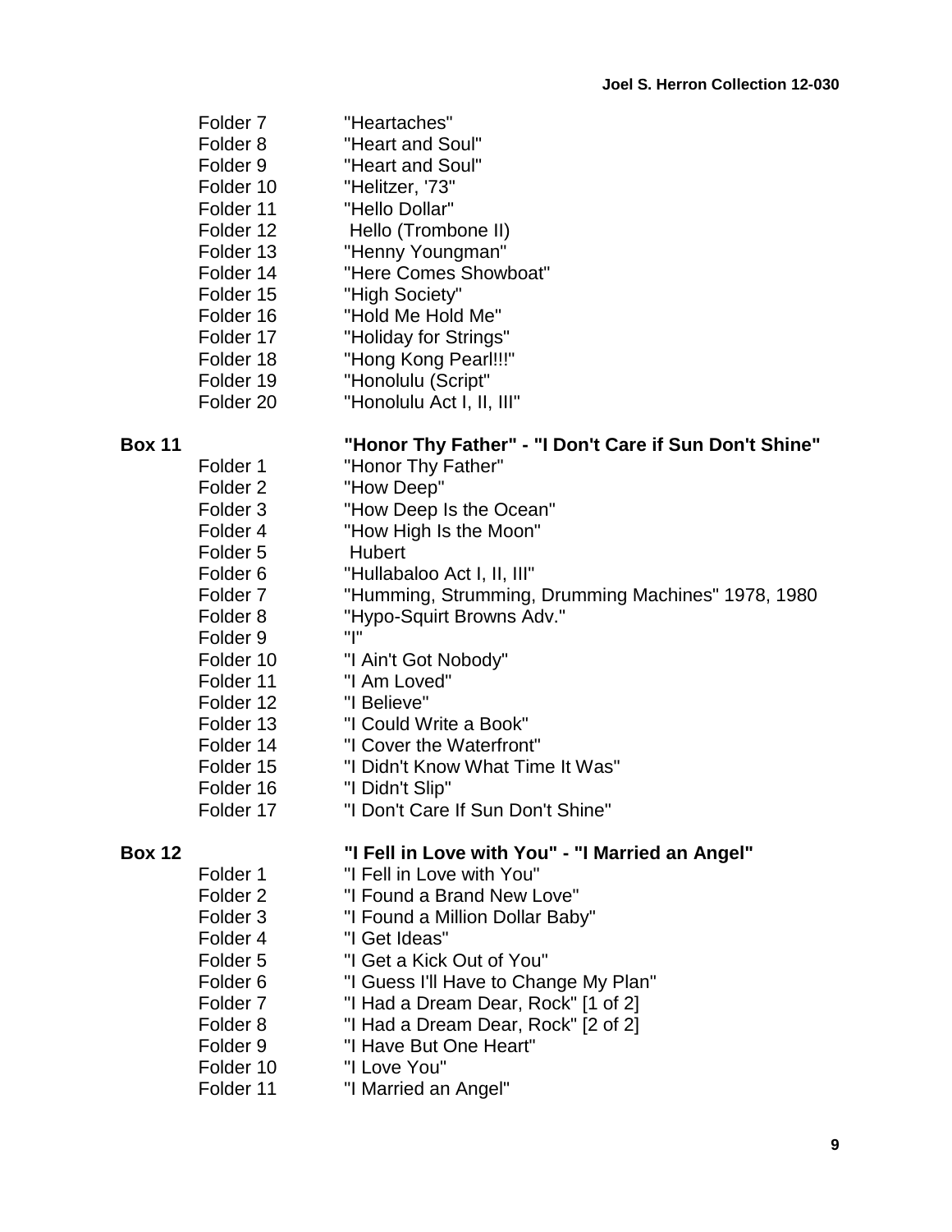| | |
|---|---|
| Folder 7 | "Heartaches" |
| Folder 8 | "Heart and Soul" |
| Folder 9 | "Heart and Soul" |
| Folder 10 | "Helitzer, '73" |
| Folder 11 | "Hello Dollar" |
| Folder 12 | Hello (Trombone II) |
| Folder 13 | "Henny Youngman" |
| Folder 14 | "Here Comes Showboat" |
| Folder 15 | "High Society" |
| Folder 16 | "Hold Me Hold Me" |
| Folder 17 | "Holiday for Strings" |
| Folder 18 | "Hong Kong Pearl!!!" |
| Folder 19 | "Honolulu (Script" |
| Folder 20 | "Honolulu Act I, II, III" |

**Box 11** **"Honor Thy Father" - "I Don't Care if Sun Don't Shine"**

| | |
|---|---|
| Folder 1 | "Honor Thy Father" |
| Folder 2 | "How Deep" |
| Folder 3 | "How Deep Is the Ocean" |
| Folder 4 | "How High Is the Moon" |
| Folder 5 | Hubert |
| Folder 6 | "Hullabaloo Act I, II, III" |
| Folder 7 | "Humming, Strumming, Drumming Machines" 1978, 1980 |
| Folder 8 | "Hypo-Squirt Browns Adv." |
| Folder 9 | "I" |
| Folder 10 | "I Ain't Got Nobody" |
| Folder 11 | "I Am Loved" |
| Folder 12 | "I Believe" |
| Folder 13 | "I Could Write a Book" |
| Folder 14 | "I Cover the Waterfront" |
| Folder 15 | "I Didn't Know What Time It Was" |
| Folder 16 | "I Didn't Slip" |
| Folder 17 | "I Don't Care If Sun Don't Shine" |

**Box 12** **"I Fell in Love with You" - "I Married an Angel"**

| | |
|---|---|
| Folder 1 | "I Fell in Love with You" |
| Folder 2 | "I Found a Brand New Love" |
| Folder 3 | "I Found a Million Dollar Baby" |
| Folder 4 | "I Get Ideas" |
| Folder 5 | "I Get a Kick Out of You" |
| Folder 6 | "I Guess I'll Have to Change My Plan" |
| Folder 7 | "I Had a Dream Dear, Rock" [1 of 2] |
| Folder 8 | "I Had a Dream Dear, Rock" [2 of 2] |
| Folder 9 | "I Have But One Heart" |
| Folder 10 | "I Love You" |
| Folder 11 | "I Married an Angel" |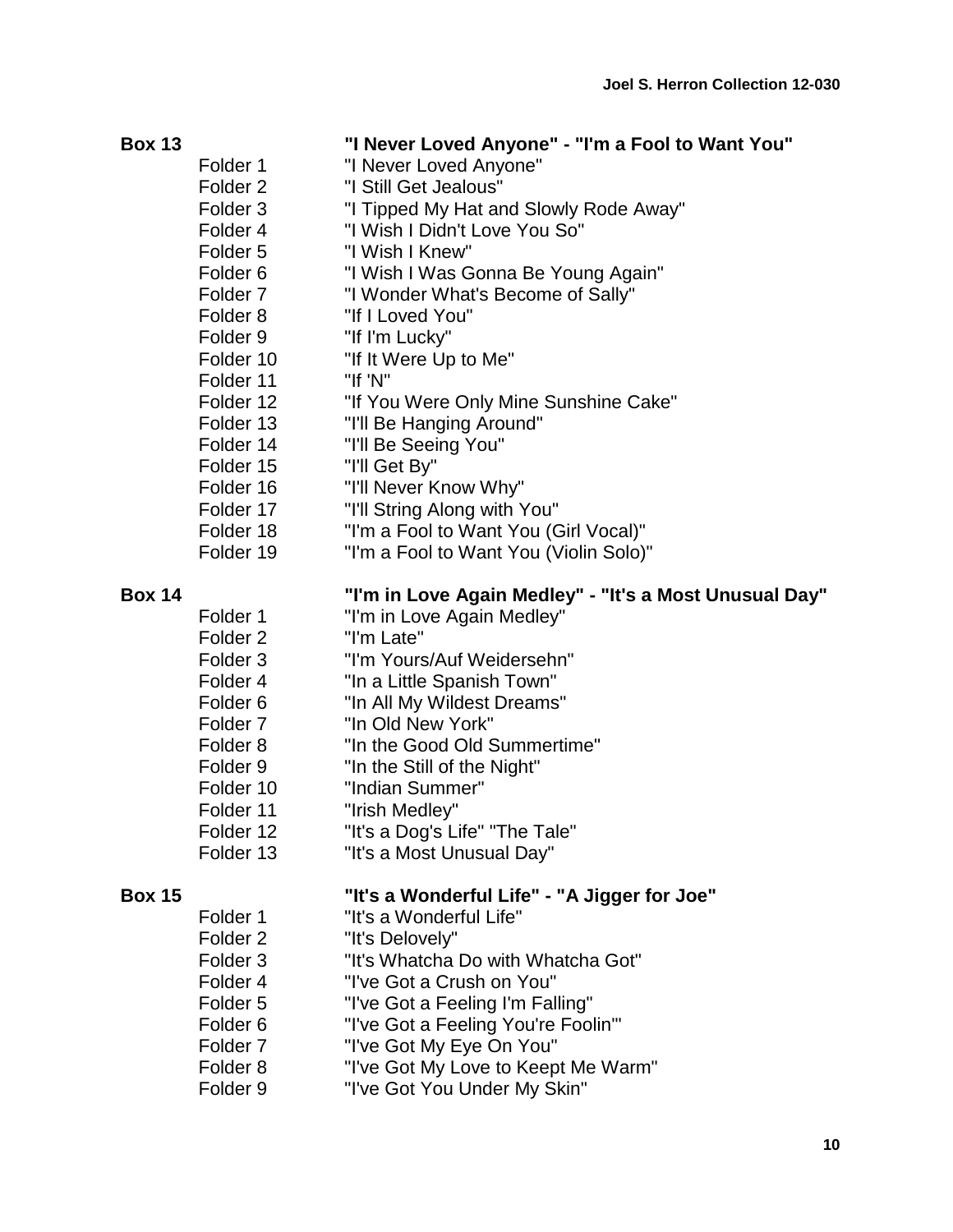**Box 13 — "I Never Loved Anyone" - "I'm a Fool to Want You"**

| Folder | Title |
|---|---|
| Folder 1 | "I Never Loved Anyone" |
| Folder 2 | "I Still Get Jealous" |
| Folder 3 | "I Tipped My Hat and Slowly Rode Away" |
| Folder 4 | "I Wish I Didn't Love You So" |
| Folder 5 | "I Wish I Knew" |
| Folder 6 | "I Wish I Was Gonna Be Young Again" |
| Folder 7 | "I Wonder What's Become of Sally" |
| Folder 8 | "If I Loved You" |
| Folder 9 | "If I'm Lucky" |
| Folder 10 | "If It Were Up to Me" |
| Folder 11 | "If 'N" |
| Folder 12 | "If You Were Only Mine Sunshine Cake" |
| Folder 13 | "I'll Be Hanging Around" |
| Folder 14 | "I'll Be Seeing You" |
| Folder 15 | "I'll Get By" |
| Folder 16 | "I'll Never Know Why" |
| Folder 17 | "I'll String Along with You" |
| Folder 18 | "I'm a Fool to Want You (Girl Vocal)" |
| Folder 19 | "I'm a Fool to Want You (Violin Solo)" |

**Box 14 — "I'm in Love Again Medley" - "It's a Most Unusual Day"**

| Folder | Title |
|---|---|
| Folder 1 | "I'm in Love Again Medley" |
| Folder 2 | "I'm Late" |
| Folder 3 | "I'm Yours/Auf Weidersehn" |
| Folder 4 | "In a Little Spanish Town" |
| Folder 6 | "In All My Wildest Dreams" |
| Folder 7 | "In Old New York" |
| Folder 8 | "In the Good Old Summertime" |
| Folder 9 | "In the Still of the Night" |
| Folder 10 | "Indian Summer" |
| Folder 11 | "Irish Medley" |
| Folder 12 | "It's a Dog's Life" "The Tale" |
| Folder 13 | "It's a Most Unusual Day" |

**Box 15 — "It's a Wonderful Life" - "A Jigger for Joe"**

| Folder | Title |
|---|---|
| Folder 1 | "It's a Wonderful Life" |
| Folder 2 | "It's Delovely" |
| Folder 3 | "It's Whatcha Do with Whatcha Got" |
| Folder 4 | "I've Got a Crush on You" |
| Folder 5 | "I've Got a Feeling I'm Falling" |
| Folder 6 | "I've Got a Feeling You're Foolin'" |
| Folder 7 | "I've Got My Eye On You" |
| Folder 8 | "I've Got My Love to Keept Me Warm" |
| Folder 9 | "I've Got You Under My Skin" |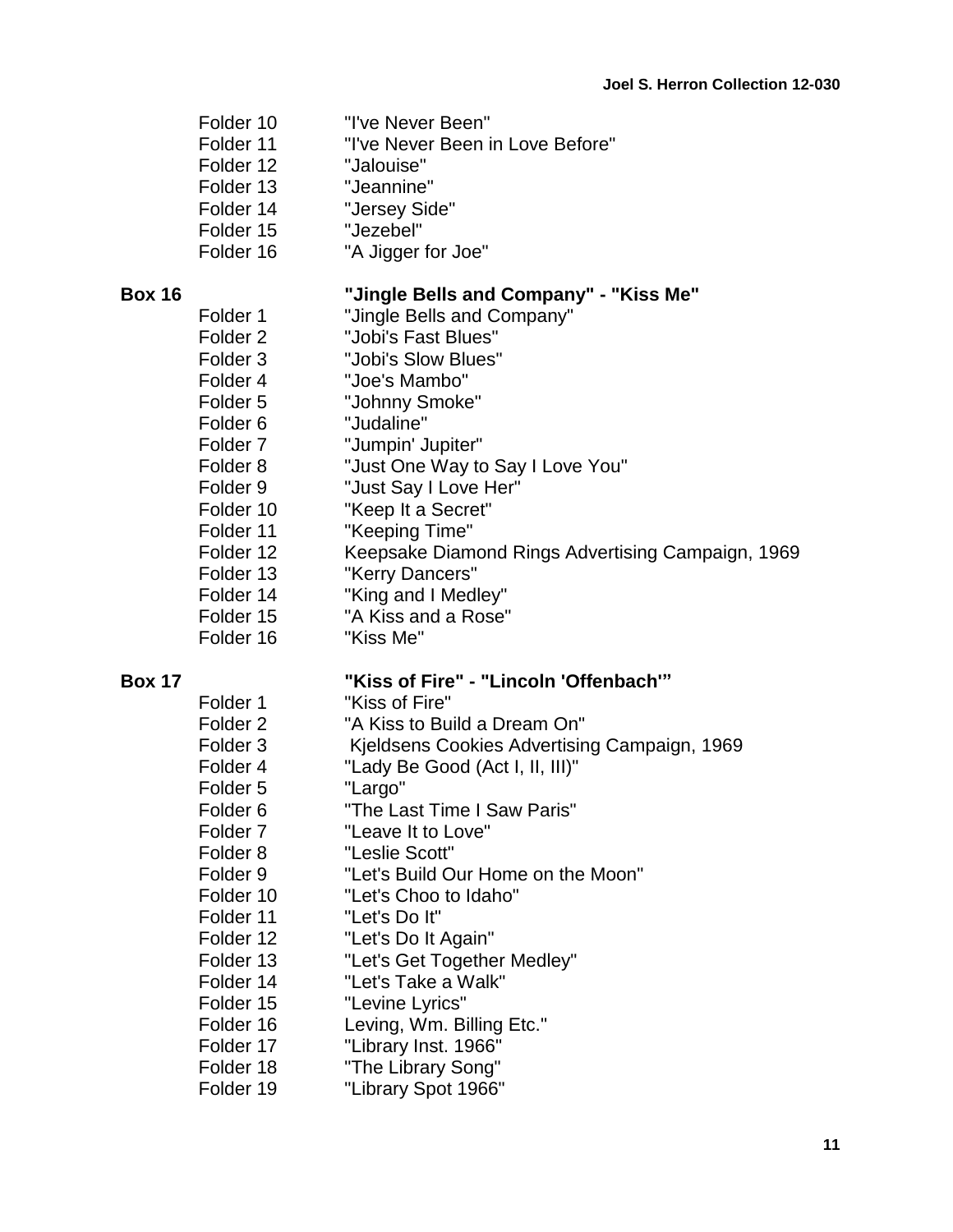| | | |
|---|---|---|
| | Folder 10 | "I've Never Been" |
| | Folder 11 | "I've Never Been in Love Before" |
| | Folder 12 | "Jalouise" |
| | Folder 13 | "Jeannine" |
| | Folder 14 | "Jersey Side" |
| | Folder 15 | "Jezebel" |
| | Folder 16 | "A Jigger for Joe" |
| **Box 16** | | **"Jingle Bells and Company" - "Kiss Me"** |
| | Folder 1 | "Jingle Bells and Company" |
| | Folder 2 | "Jobi's Fast Blues" |
| | Folder 3 | "Jobi's Slow Blues" |
| | Folder 4 | "Joe's Mambo" |
| | Folder 5 | "Johnny Smoke" |
| | Folder 6 | "Judaline" |
| | Folder 7 | "Jumpin' Jupiter" |
| | Folder 8 | "Just One Way to Say I Love You" |
| | Folder 9 | "Just Say I Love Her" |
| | Folder 10 | "Keep It a Secret" |
| | Folder 11 | "Keeping Time" |
| | Folder 12 | Keepsake Diamond Rings Advertising Campaign, 1969 |
| | Folder 13 | "Kerry Dancers" |
| | Folder 14 | "King and I Medley" |
| | Folder 15 | "A Kiss and a Rose" |
| | Folder 16 | "Kiss Me" |
| **Box 17** | | **"Kiss of Fire" - "Lincoln 'Offenbach'"** |
| | Folder 1 | "Kiss of Fire" |
| | Folder 2 | "A Kiss to Build a Dream On" |
| | Folder 3 | Kjeldsens Cookies Advertising Campaign, 1969 |
| | Folder 4 | "Lady Be Good (Act I, II, III)" |
| | Folder 5 | "Largo" |
| | Folder 6 | "The Last Time I Saw Paris" |
| | Folder 7 | "Leave It to Love" |
| | Folder 8 | "Leslie Scott" |
| | Folder 9 | "Let's Build Our Home on the Moon" |
| | Folder 10 | "Let's Choo to Idaho" |
| | Folder 11 | "Let's Do It" |
| | Folder 12 | "Let's Do It Again" |
| | Folder 13 | "Let's Get Together Medley" |
| | Folder 14 | "Let's Take a Walk" |
| | Folder 15 | "Levine Lyrics" |
| | Folder 16 | Leving, Wm. Billing Etc." |
| | Folder 17 | "Library Inst. 1966" |
| | Folder 18 | "The Library Song" |
| | Folder 19 | "Library Spot 1966" |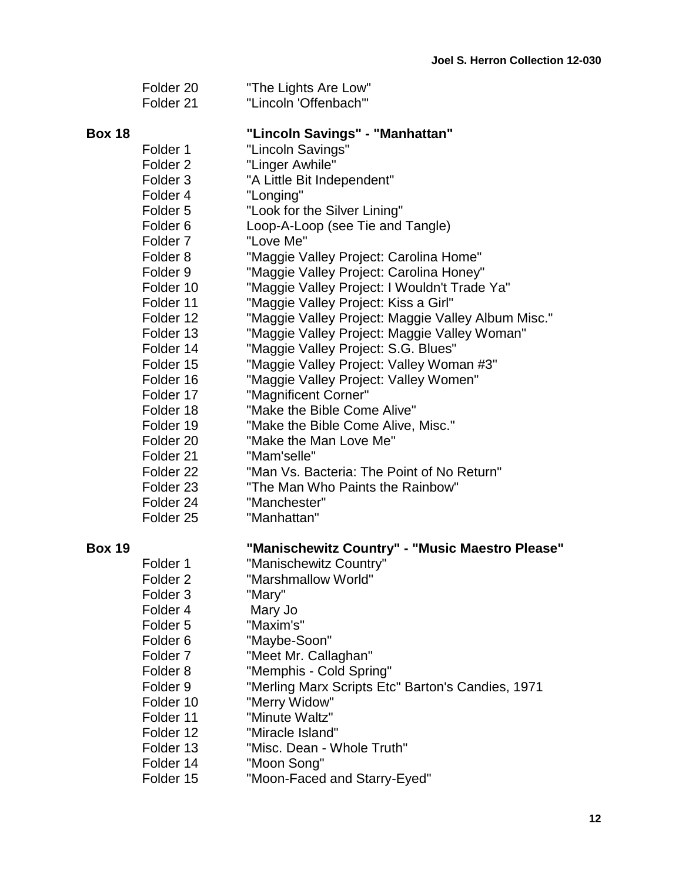| | |
|---|---|
| Folder 20 | "The Lights Are Low" |
| Folder 21 | "Lincoln 'Offenbach'" |

**Box 18** **"Lincoln Savings" - "Manhattan"**

| | |
|---|---|
| Folder 1 | "Lincoln Savings" |
| Folder 2 | "Linger Awhile" |
| Folder 3 | "A Little Bit Independent" |
| Folder 4 | "Longing" |
| Folder 5 | "Look for the Silver Lining" |
| Folder 6 | Loop-A-Loop (see Tie and Tangle) |
| Folder 7 | "Love Me" |
| Folder 8 | "Maggie Valley Project: Carolina Home" |
| Folder 9 | "Maggie Valley Project: Carolina Honey" |
| Folder 10 | "Maggie Valley Project: I Wouldn't Trade Ya" |
| Folder 11 | "Maggie Valley Project: Kiss a Girl" |
| Folder 12 | "Maggie Valley Project: Maggie Valley Album Misc." |
| Folder 13 | "Maggie Valley Project: Maggie Valley Woman" |
| Folder 14 | "Maggie Valley Project: S.G. Blues" |
| Folder 15 | "Maggie Valley Project: Valley Woman #3" |
| Folder 16 | "Maggie Valley Project: Valley Women" |
| Folder 17 | "Magnificent Corner" |
| Folder 18 | "Make the Bible Come Alive" |
| Folder 19 | "Make the Bible Come Alive, Misc." |
| Folder 20 | "Make the Man Love Me" |
| Folder 21 | "Mam'selle" |
| Folder 22 | "Man Vs. Bacteria: The Point of No Return" |
| Folder 23 | "The Man Who Paints the Rainbow" |
| Folder 24 | "Manchester" |
| Folder 25 | "Manhattan" |

**Box 19** **"Manischewitz Country" - "Music Maestro Please"**

| | |
|---|---|
| Folder 1 | "Manischewitz Country" |
| Folder 2 | "Marshmallow World" |
| Folder 3 | "Mary" |
| Folder 4 | Mary Jo |
| Folder 5 | "Maxim's" |
| Folder 6 | "Maybe-Soon" |
| Folder 7 | "Meet Mr. Callaghan" |
| Folder 8 | "Memphis - Cold Spring" |
| Folder 9 | "Merling Marx Scripts Etc" Barton's Candies, 1971 |
| Folder 10 | "Merry Widow" |
| Folder 11 | "Minute Waltz" |
| Folder 12 | "Miracle Island" |
| Folder 13 | "Misc. Dean - Whole Truth" |
| Folder 14 | "Moon Song" |
| Folder 15 | "Moon-Faced and Starry-Eyed" |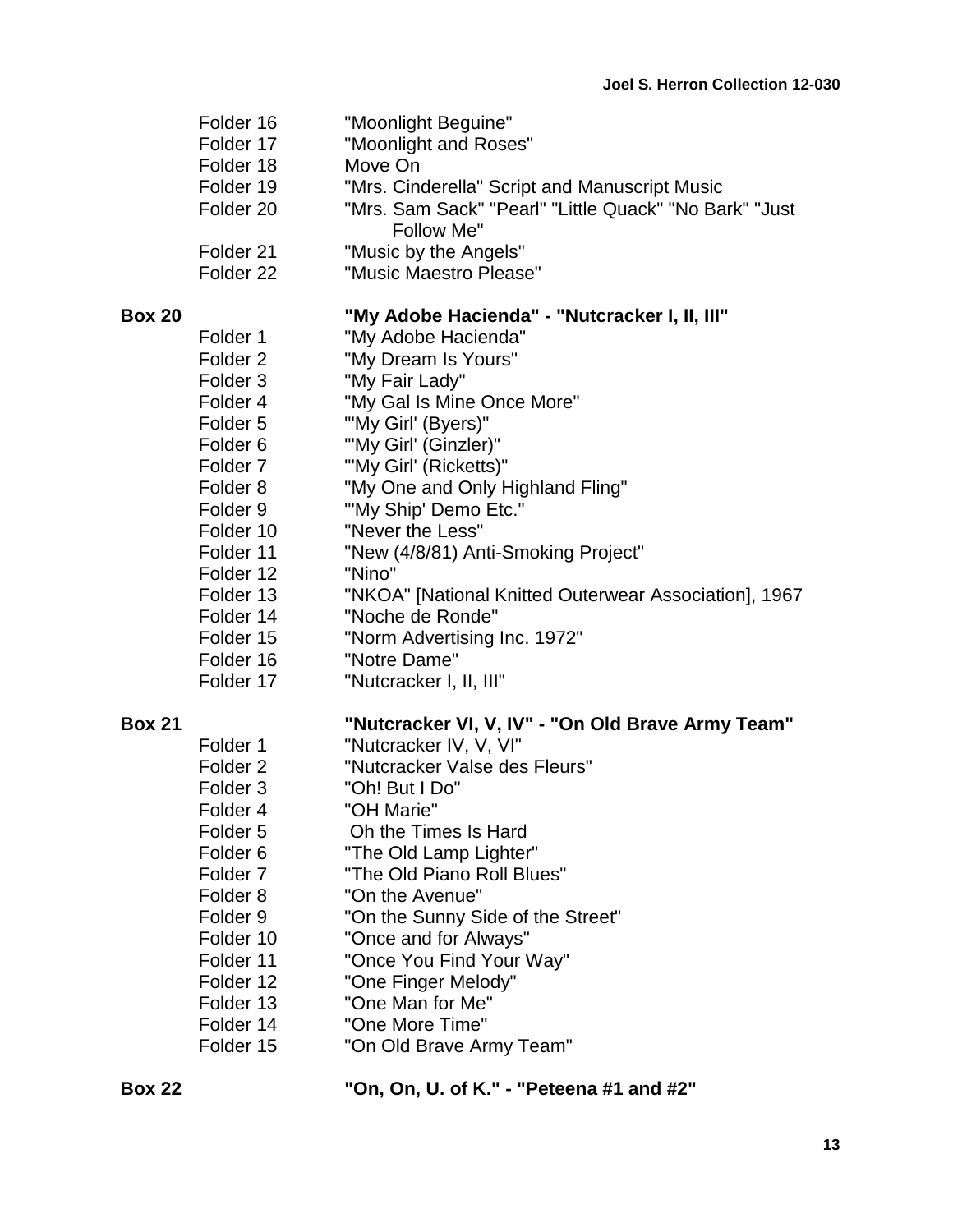Folder 16 "Moonlight Beguine"
Folder 17 "Moonlight and Roses"
Folder 18 Move On
Folder 19 "Mrs. Cinderella" Script and Manuscript Music
Folder 20 "Mrs. Sam Sack" "Pearl" "Little Quack" "No Bark" "Just Follow Me"
Folder 21 "Music by the Angels"
Folder 22 "Music Maestro Please"

**Box 20** **"My Adobe Hacienda" - "Nutcracker I, II, III"**

Folder 1 "My Adobe Hacienda"
Folder 2 "My Dream Is Yours"
Folder 3 "My Fair Lady"
Folder 4 "My Gal Is Mine Once More"
Folder 5 "'My Girl' (Byers)"
Folder 6 "'My Girl' (Ginzler)"
Folder 7 "'My Girl' (Ricketts)"
Folder 8 "My One and Only Highland Fling"
Folder 9 "'My Ship' Demo Etc."
Folder 10 "Never the Less"
Folder 11 "New (4/8/81) Anti-Smoking Project"
Folder 12 "Nino"
Folder 13 "NKOA" [National Knitted Outerwear Association], 1967
Folder 14 "Noche de Ronde"
Folder 15 "Norm Advertising Inc. 1972"
Folder 16 "Notre Dame"
Folder 17 "Nutcracker I, II, III"

**Box 21** **"Nutcracker VI, V, IV" - "On Old Brave Army Team"**

Folder 1 "Nutcracker IV, V, VI"
Folder 2 "Nutcracker Valse des Fleurs"
Folder 3 "Oh! But I Do"
Folder 4 "OH Marie"
Folder 5 Oh the Times Is Hard
Folder 6 "The Old Lamp Lighter"
Folder 7 "The Old Piano Roll Blues"
Folder 8 "On the Avenue"
Folder 9 "On the Sunny Side of the Street"
Folder 10 "Once and for Always"
Folder 11 "Once You Find Your Way"
Folder 12 "One Finger Melody"
Folder 13 "One Man for Me"
Folder 14 "One More Time"
Folder 15 "On Old Brave Army Team"

**Box 22** **"On, On, U. of K." - "Peteena #1 and #2"**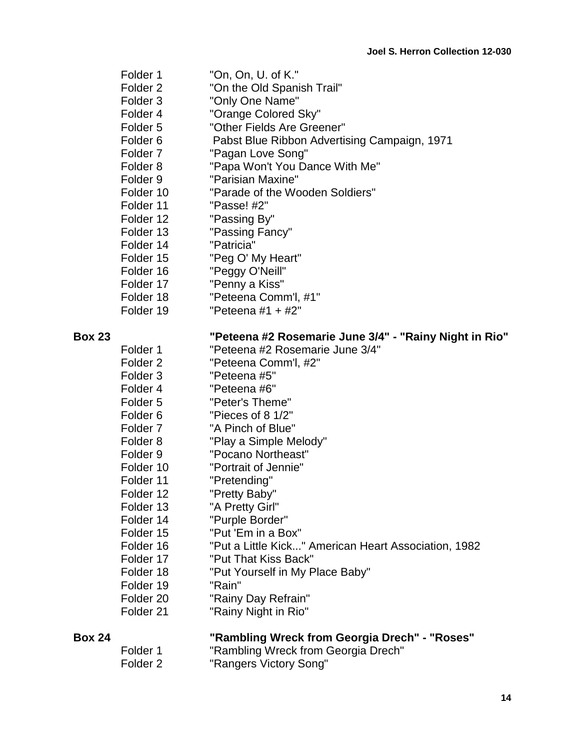| | | |
|---|---|---|
| | Folder 1 | "On, On, U. of K." |
| | Folder 2 | "On the Old Spanish Trail" |
| | Folder 3 | "Only One Name" |
| | Folder 4 | "Orange Colored Sky" |
| | Folder 5 | "Other Fields Are Greener" |
| | Folder 6 | Pabst Blue Ribbon Advertising Campaign, 1971 |
| | Folder 7 | "Pagan Love Song" |
| | Folder 8 | "Papa Won't You Dance With Me" |
| | Folder 9 | "Parisian Maxine" |
| | Folder 10 | "Parade of the Wooden Soldiers" |
| | Folder 11 | "Passe! #2" |
| | Folder 12 | "Passing By" |
| | Folder 13 | "Passing Fancy" |
| | Folder 14 | "Patricia" |
| | Folder 15 | "Peg O' My Heart" |
| | Folder 16 | "Peggy O'Neill" |
| | Folder 17 | "Penny a Kiss" |
| | Folder 18 | "Peteena Comm'l, #1" |
| | Folder 19 | "Peteena #1 + #2" |
| **Box 23** | | **"Peteena #2 Rosemarie June 3/4" - "Rainy Night in Rio"** |
| | Folder 1 | "Peteena #2 Rosemarie June 3/4" |
| | Folder 2 | "Peteena Comm'l, #2" |
| | Folder 3 | "Peteena #5" |
| | Folder 4 | "Peteena #6" |
| | Folder 5 | "Peter's Theme" |
| | Folder 6 | "Pieces of 8 1/2" |
| | Folder 7 | "A Pinch of Blue" |
| | Folder 8 | "Play a Simple Melody" |
| | Folder 9 | "Pocano Northeast" |
| | Folder 10 | "Portrait of Jennie" |
| | Folder 11 | "Pretending" |
| | Folder 12 | "Pretty Baby" |
| | Folder 13 | "A Pretty Girl" |
| | Folder 14 | "Purple Border" |
| | Folder 15 | "Put 'Em in a Box" |
| | Folder 16 | "Put a Little Kick..." American Heart Association, 1982 |
| | Folder 17 | "Put That Kiss Back" |
| | Folder 18 | "Put Yourself in My Place Baby" |
| | Folder 19 | "Rain" |
| | Folder 20 | "Rainy Day Refrain" |
| | Folder 21 | "Rainy Night in Rio" |
| **Box 24** | | **"Rambling Wreck from Georgia Drech" - "Roses"** |
| | Folder 1 | "Rambling Wreck from Georgia Drech" |
| | Folder 2 | "Rangers Victory Song" |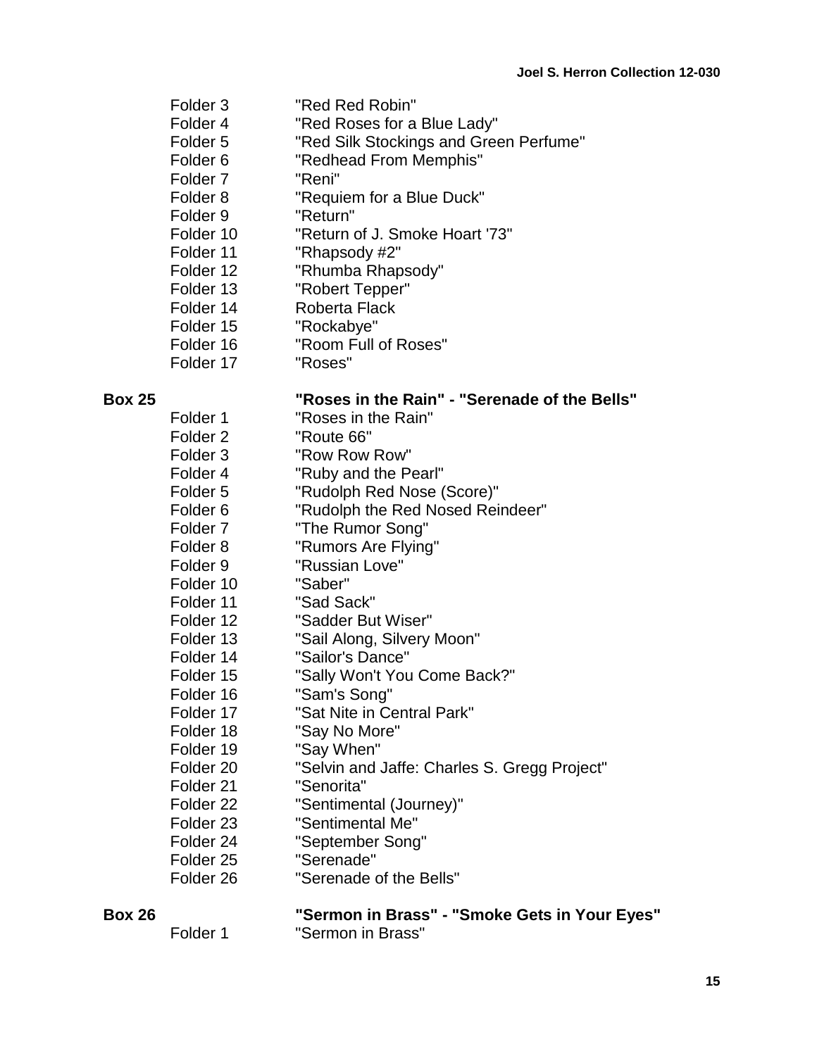| | |
|---|---|
| Folder 3 | "Red Red Robin" |
| Folder 4 | "Red Roses for a Blue Lady" |
| Folder 5 | "Red Silk Stockings and Green Perfume" |
| Folder 6 | "Redhead From Memphis" |
| Folder 7 | "Reni" |
| Folder 8 | "Requiem for a Blue Duck" |
| Folder 9 | "Return" |
| Folder 10 | "Return of J. Smoke Hoart '73" |
| Folder 11 | "Rhapsody #2" |
| Folder 12 | "Rhumba Rhapsody" |
| Folder 13 | "Robert Tepper" |
| Folder 14 | Roberta Flack |
| Folder 15 | "Rockabye" |
| Folder 16 | "Room Full of Roses" |
| Folder 17 | "Roses" |

**Box 25** **"Roses in the Rain" - "Serenade of the Bells"**

| | |
|---|---|
| Folder 1 | "Roses in the Rain" |
| Folder 2 | "Route 66" |
| Folder 3 | "Row Row Row" |
| Folder 4 | "Ruby and the Pearl" |
| Folder 5 | "Rudolph Red Nose (Score)" |
| Folder 6 | "Rudolph the Red Nosed Reindeer" |
| Folder 7 | "The Rumor Song" |
| Folder 8 | "Rumors Are Flying" |
| Folder 9 | "Russian Love" |
| Folder 10 | "Saber" |
| Folder 11 | "Sad Sack" |
| Folder 12 | "Sadder But Wiser" |
| Folder 13 | "Sail Along, Silvery Moon" |
| Folder 14 | "Sailor's Dance" |
| Folder 15 | "Sally Won't You Come Back?" |
| Folder 16 | "Sam's Song" |
| Folder 17 | "Sat Nite in Central Park" |
| Folder 18 | "Say No More" |
| Folder 19 | "Say When" |
| Folder 20 | "Selvin and Jaffe: Charles S. Gregg Project" |
| Folder 21 | "Senorita" |
| Folder 22 | "Sentimental (Journey)" |
| Folder 23 | "Sentimental Me" |
| Folder 24 | "September Song" |
| Folder 25 | "Serenade" |
| Folder 26 | "Serenade of the Bells" |

**Box 26** **"Sermon in Brass" - "Smoke Gets in Your Eyes"**

| | |
|---|---|
| Folder 1 | "Sermon in Brass" |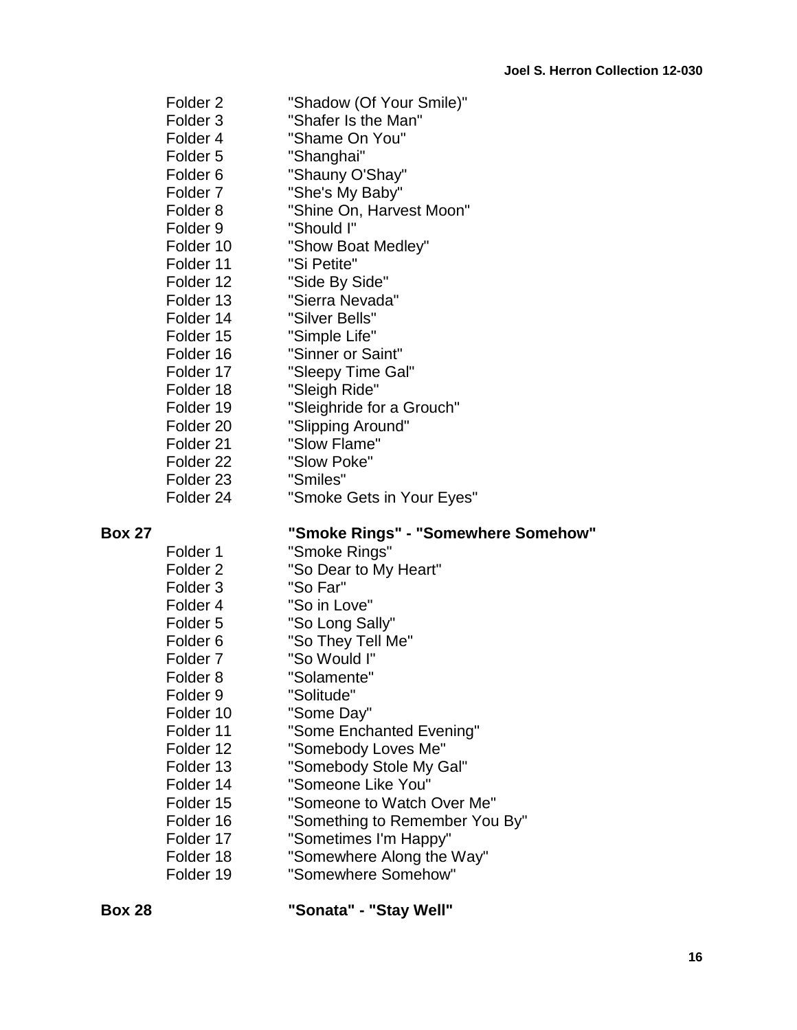| | | |
|---|---|---|
| | Folder 2 | "Shadow (Of Your Smile)" |
| | Folder 3 | "Shafer Is the Man" |
| | Folder 4 | "Shame On You" |
| | Folder 5 | "Shanghai" |
| | Folder 6 | "Shauny O'Shay" |
| | Folder 7 | "She's My Baby" |
| | Folder 8 | "Shine On, Harvest Moon" |
| | Folder 9 | "Should I" |
| | Folder 10 | "Show Boat Medley" |
| | Folder 11 | "Si Petite" |
| | Folder 12 | "Side By Side" |
| | Folder 13 | "Sierra Nevada" |
| | Folder 14 | "Silver Bells" |
| | Folder 15 | "Simple Life" |
| | Folder 16 | "Sinner or Saint" |
| | Folder 17 | "Sleepy Time Gal" |
| | Folder 18 | "Sleigh Ride" |
| | Folder 19 | "Sleighride for a Grouch" |
| | Folder 20 | "Slipping Around" |
| | Folder 21 | "Slow Flame" |
| | Folder 22 | "Slow Poke" |
| | Folder 23 | "Smiles" |
| | Folder 24 | "Smoke Gets in Your Eyes" |
| **Box 27** | | **"Smoke Rings" - "Somewhere Somehow"** |
| | Folder 1 | "Smoke Rings" |
| | Folder 2 | "So Dear to My Heart" |
| | Folder 3 | "So Far" |
| | Folder 4 | "So in Love" |
| | Folder 5 | "So Long Sally" |
| | Folder 6 | "So They Tell Me" |
| | Folder 7 | "So Would I" |
| | Folder 8 | "Solamente" |
| | Folder 9 | "Solitude" |
| | Folder 10 | "Some Day" |
| | Folder 11 | "Some Enchanted Evening" |
| | Folder 12 | "Somebody Loves Me" |
| | Folder 13 | "Somebody Stole My Gal" |
| | Folder 14 | "Someone Like You" |
| | Folder 15 | "Someone to Watch Over Me" |
| | Folder 16 | "Something to Remember You By" |
| | Folder 17 | "Sometimes I'm Happy" |
| | Folder 18 | "Somewhere Along the Way" |
| | Folder 19 | "Somewhere Somehow" |
| **Box 28** | | **"Sonata" - "Stay Well"** |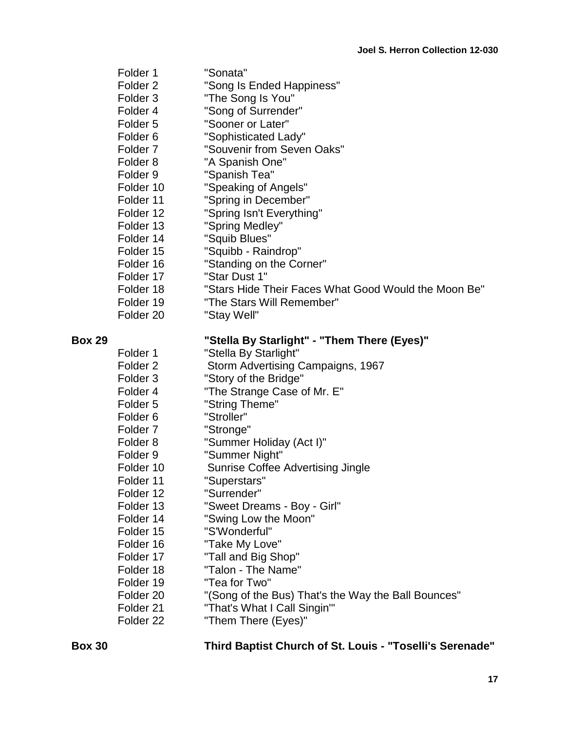| | |
|---|---|
| Folder 1 | "Sonata" |
| Folder 2 | "Song Is Ended Happiness" |
| Folder 3 | "The Song Is You" |
| Folder 4 | "Song of Surrender" |
| Folder 5 | "Sooner or Later" |
| Folder 6 | "Sophisticated Lady" |
| Folder 7 | "Souvenir from Seven Oaks" |
| Folder 8 | "A Spanish One" |
| Folder 9 | "Spanish Tea" |
| Folder 10 | "Speaking of Angels" |
| Folder 11 | "Spring in December" |
| Folder 12 | "Spring Isn't Everything" |
| Folder 13 | "Spring Medley" |
| Folder 14 | "Squib Blues" |
| Folder 15 | "Squibb - Raindrop" |
| Folder 16 | "Standing on the Corner" |
| Folder 17 | "Star Dust 1" |
| Folder 18 | "Stars Hide Their Faces What Good Would the Moon Be" |
| Folder 19 | "The Stars Will Remember" |
| Folder 20 | "Stay Well" |

**Box 29** **"Stella By Starlight" - "Them There (Eyes)"**

| | |
|---|---|
| Folder 1 | "Stella By Starlight" |
| Folder 2 | Storm Advertising Campaigns, 1967 |
| Folder 3 | "Story of the Bridge" |
| Folder 4 | "The Strange Case of Mr. E" |
| Folder 5 | "String Theme" |
| Folder 6 | "Stroller" |
| Folder 7 | "Stronge" |
| Folder 8 | "Summer Holiday (Act I)" |
| Folder 9 | "Summer Night" |
| Folder 10 | Sunrise Coffee Advertising Jingle |
| Folder 11 | "Superstars" |
| Folder 12 | "Surrender" |
| Folder 13 | "Sweet Dreams - Boy - Girl" |
| Folder 14 | "Swing Low the Moon" |
| Folder 15 | "S'Wonderful" |
| Folder 16 | "Take My Love" |
| Folder 17 | "Tall and Big Shop" |
| Folder 18 | "Talon - The Name" |
| Folder 19 | "Tea for Two" |
| Folder 20 | "(Song of the Bus) That's the Way the Ball Bounces" |
| Folder 21 | "That's What I Call Singin'" |
| Folder 22 | "Them There (Eyes)" |

**Box 30** **Third Baptist Church of St. Louis - "Toselli's Serenade"**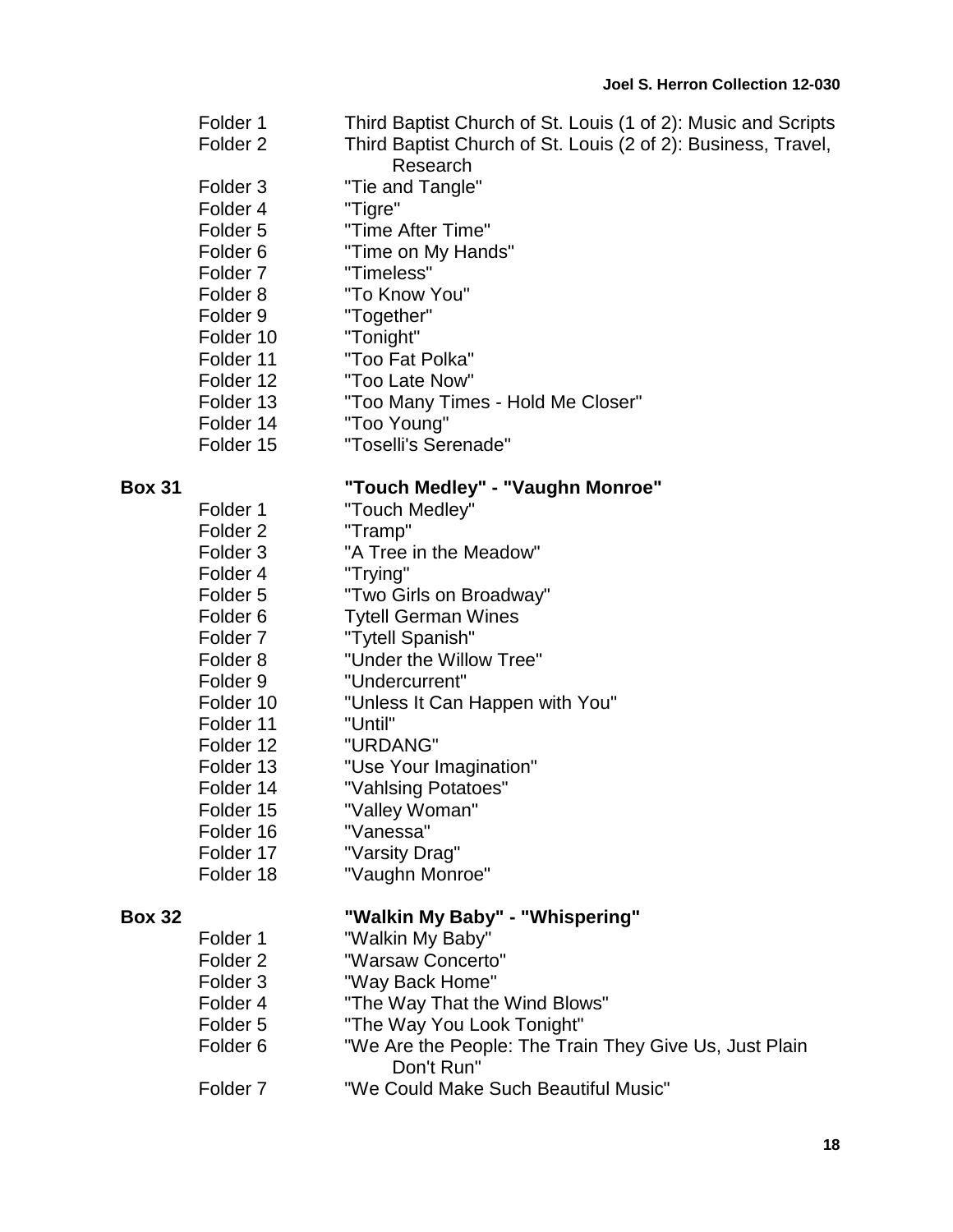Folder 1 Third Baptist Church of St. Louis (1 of 2): Music and Scripts
Folder 2 Third Baptist Church of St. Louis (2 of 2): Business, Travel, Research
Folder 3 "Tie and Tangle"
Folder 4 "Tigre"
Folder 5 "Time After Time"
Folder 6 "Time on My Hands"
Folder 7 "Timeless"
Folder 8 "To Know You"
Folder 9 "Together"
Folder 10 "Tonight"
Folder 11 "Too Fat Polka"
Folder 12 "Too Late Now"
Folder 13 "Too Many Times - Hold Me Closer"
Folder 14 "Too Young"
Folder 15 "Toselli's Serenade"

**Box 31 "Touch Medley" - "Vaughn Monroe"**

Folder 1 "Touch Medley"
Folder 2 "Tramp"
Folder 3 "A Tree in the Meadow"
Folder 4 "Trying"
Folder 5 "Two Girls on Broadway"
Folder 6 Tytell German Wines
Folder 7 "Tytell Spanish"
Folder 8 "Under the Willow Tree"
Folder 9 "Undercurrent"
Folder 10 "Unless It Can Happen with You"
Folder 11 "Until"
Folder 12 "URDANG"
Folder 13 "Use Your Imagination"
Folder 14 "Vahlsing Potatoes"
Folder 15 "Valley Woman"
Folder 16 "Vanessa"
Folder 17 "Varsity Drag"
Folder 18 "Vaughn Monroe"

**Box 32 "Walkin My Baby" - "Whispering"**

Folder 1 "Walkin My Baby"
Folder 2 "Warsaw Concerto"
Folder 3 "Way Back Home"
Folder 4 "The Way That the Wind Blows"
Folder 5 "The Way You Look Tonight"
Folder 6 "We Are the People: The Train They Give Us, Just Plain Don't Run"
Folder 7 "We Could Make Such Beautiful Music"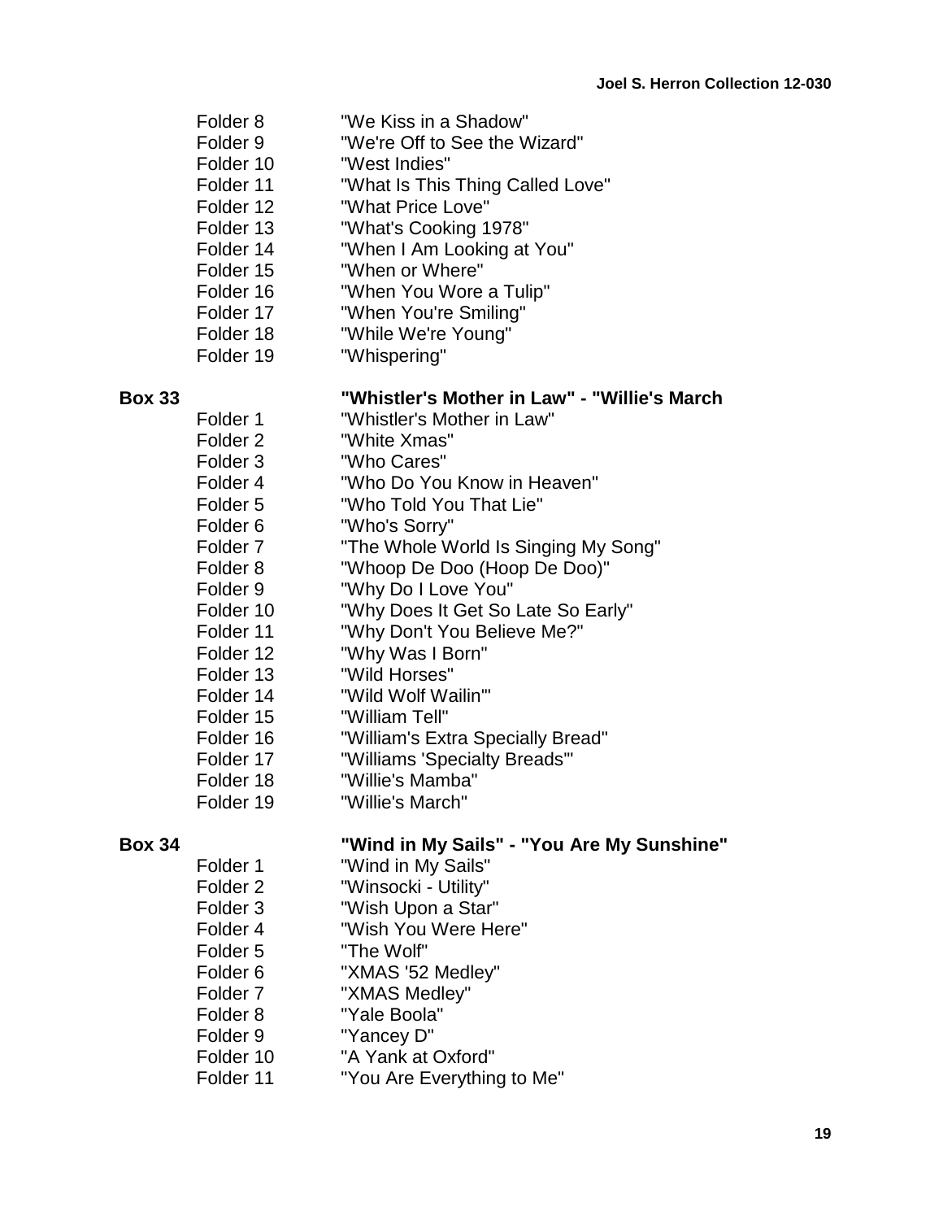Folder 8 "We Kiss in a Shadow"
Folder 9 "We're Off to See the Wizard"
Folder 10 "West Indies"
Folder 11 "What Is This Thing Called Love"
Folder 12 "What Price Love"
Folder 13 "What's Cooking 1978"
Folder 14 "When I Am Looking at You"
Folder 15 "When or Where"
Folder 16 "When You Wore a Tulip"
Folder 17 "When You're Smiling"
Folder 18 "While We're Young"
Folder 19 "Whispering"

**Box 33** **"Whistler's Mother in Law" - "Willie's March**

Folder 1 "Whistler's Mother in Law"
Folder 2 "White Xmas"
Folder 3 "Who Cares"
Folder 4 "Who Do You Know in Heaven"
Folder 5 "Who Told You That Lie"
Folder 6 "Who's Sorry"
Folder 7 "The Whole World Is Singing My Song"
Folder 8 "Whoop De Doo (Hoop De Doo)"
Folder 9 "Why Do I Love You"
Folder 10 "Why Does It Get So Late So Early"
Folder 11 "Why Don't You Believe Me?"
Folder 12 "Why Was I Born"
Folder 13 "Wild Horses"
Folder 14 "Wild Wolf Wailin'"
Folder 15 "William Tell"
Folder 16 "William's Extra Specially Bread"
Folder 17 "Williams 'Specialty Breads'"
Folder 18 "Willie's Mamba"
Folder 19 "Willie's March"

**Box 34** **"Wind in My Sails" - "You Are My Sunshine"**

Folder 1 "Wind in My Sails"
Folder 2 "Winsocki - Utility"
Folder 3 "Wish Upon a Star"
Folder 4 "Wish You Were Here"
Folder 5 "The Wolf"
Folder 6 "XMAS '52 Medley"
Folder 7 "XMAS Medley"
Folder 8 "Yale Boola"
Folder 9 "Yancey D"
Folder 10 "A Yank at Oxford"
Folder 11 "You Are Everything to Me"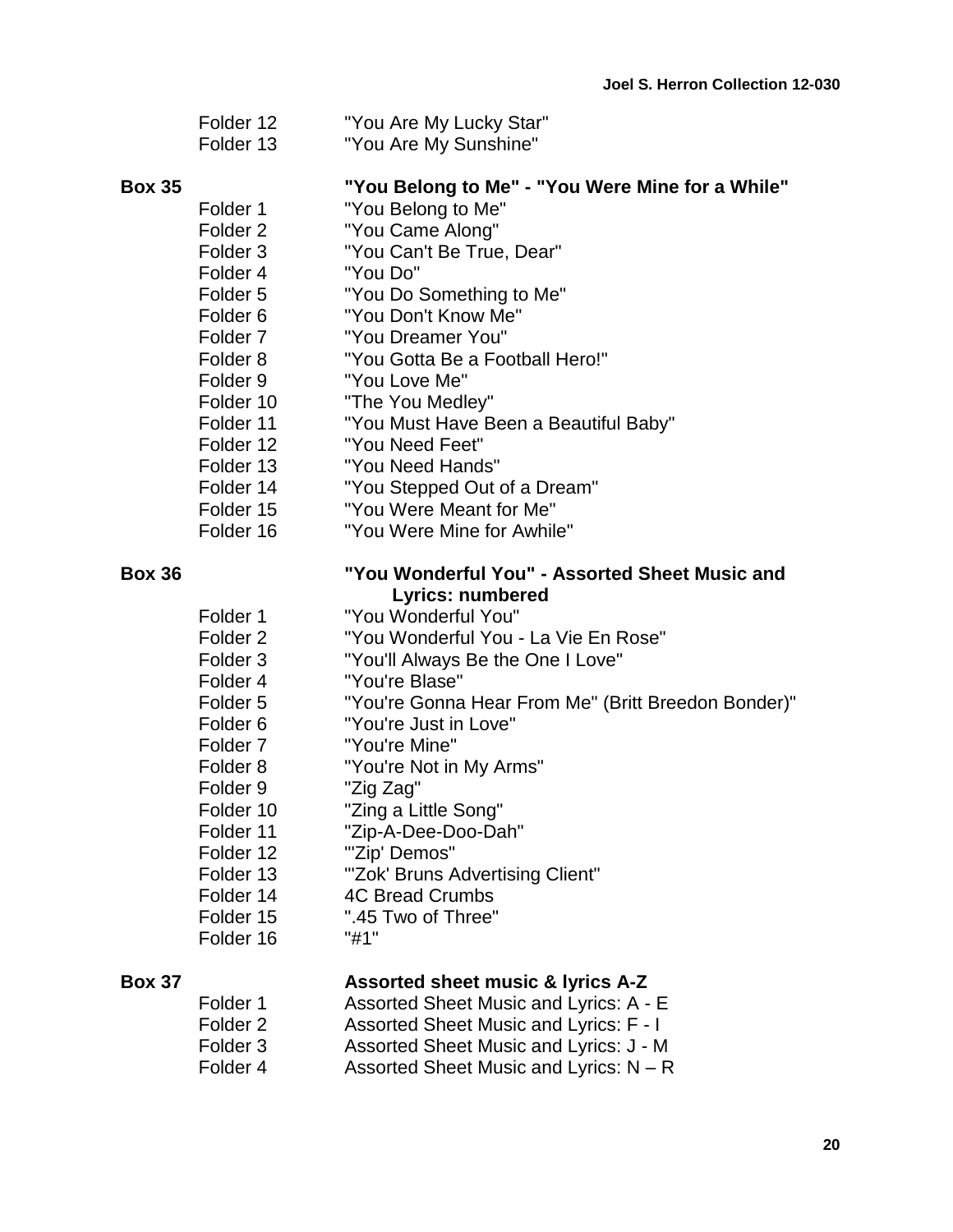| | | |
|---|---|---|
| | Folder 12 | "You Are My Lucky Star" |
| | Folder 13 | "You Are My Sunshine" |
| **Box 35** | | **"You Belong to Me" - "You Were Mine for a While"** |
| | Folder 1 | "You Belong to Me" |
| | Folder 2 | "You Came Along" |
| | Folder 3 | "You Can't Be True, Dear" |
| | Folder 4 | "You Do" |
| | Folder 5 | "You Do Something to Me" |
| | Folder 6 | "You Don't Know Me" |
| | Folder 7 | "You Dreamer You" |
| | Folder 8 | "You Gotta Be a Football Hero!" |
| | Folder 9 | "You Love Me" |
| | Folder 10 | "The You Medley" |
| | Folder 11 | "You Must Have Been a Beautiful Baby" |
| | Folder 12 | "You Need Feet" |
| | Folder 13 | "You Need Hands" |
| | Folder 14 | "You Stepped Out of a Dream" |
| | Folder 15 | "You Were Meant for Me" |
| | Folder 16 | "You Were Mine for Awhile" |
| **Box 36** | | **"You Wonderful You" - Assorted Sheet Music and Lyrics: numbered** |
| | Folder 1 | "You Wonderful You" |
| | Folder 2 | "You Wonderful You - La Vie En Rose" |
| | Folder 3 | "You'll Always Be the One I Love" |
| | Folder 4 | "You're Blase" |
| | Folder 5 | "You're Gonna Hear From Me" (Britt Breedon Bonder)" |
| | Folder 6 | "You're Just in Love" |
| | Folder 7 | "You're Mine" |
| | Folder 8 | "You're Not in My Arms" |
| | Folder 9 | "Zig Zag" |
| | Folder 10 | "Zing a Little Song" |
| | Folder 11 | "Zip-A-Dee-Doo-Dah" |
| | Folder 12 | "'Zip' Demos" |
| | Folder 13 | "'Zok' Bruns Advertising Client" |
| | Folder 14 | 4C Bread Crumbs |
| | Folder 15 | ".45 Two of Three" |
| | Folder 16 | "#1" |
| **Box 37** | | **Assorted sheet music & lyrics A-Z** |
| | Folder 1 | Assorted Sheet Music and Lyrics: A - E |
| | Folder 2 | Assorted Sheet Music and Lyrics: F - I |
| | Folder 3 | Assorted Sheet Music and Lyrics: J - M |
| | Folder 4 | Assorted Sheet Music and Lyrics: N – R |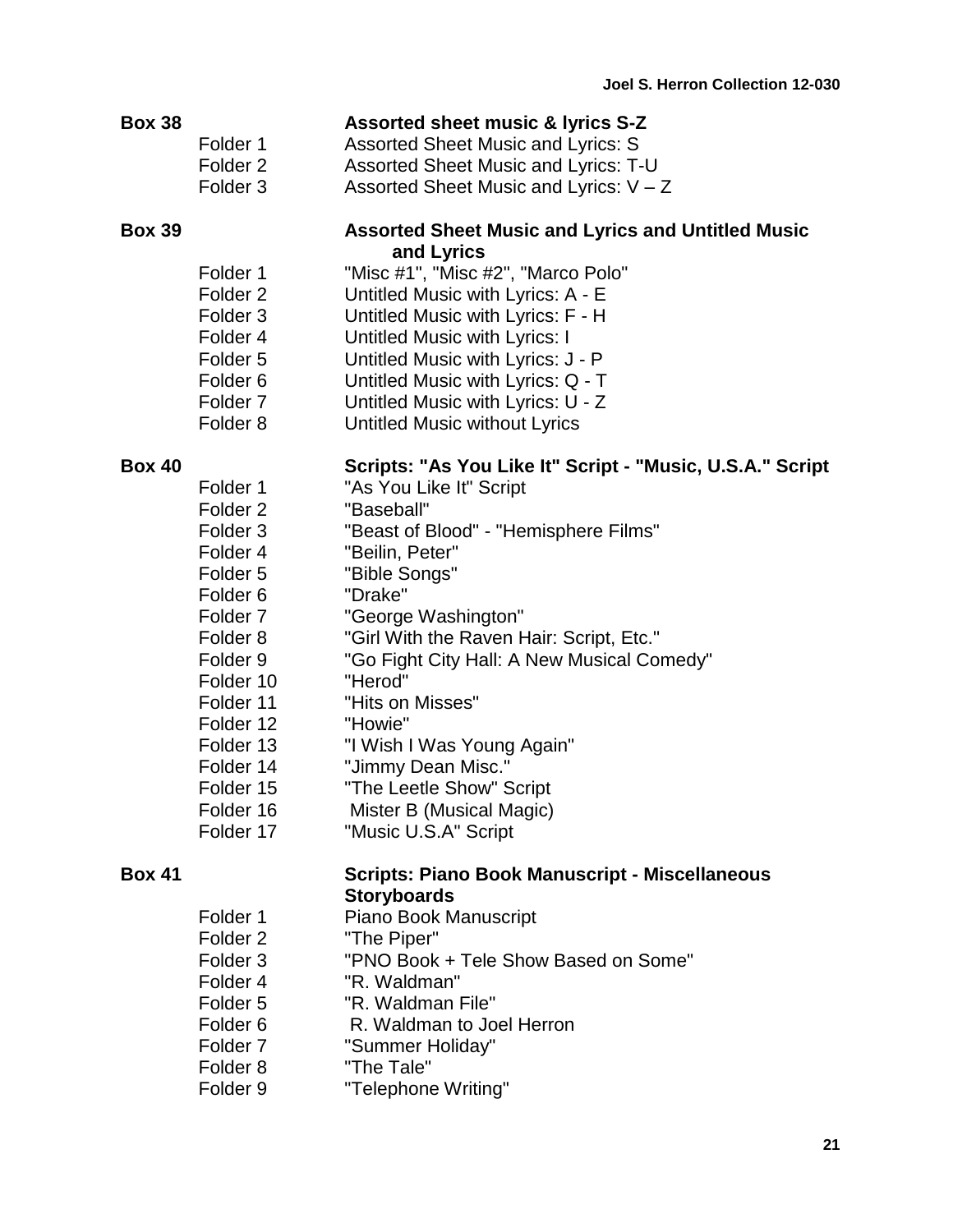**Box 38** — **Assorted sheet music & lyrics S-Z**

- Folder 1 — Assorted Sheet Music and Lyrics: S
- Folder 2 — Assorted Sheet Music and Lyrics: T-U
- Folder 3 — Assorted Sheet Music and Lyrics: V – Z

**Box 39** — **Assorted Sheet Music and Lyrics and Untitled Music and Lyrics**

- Folder 1 — "Misc #1", "Misc #2", "Marco Polo"
- Folder 2 — Untitled Music with Lyrics: A - E
- Folder 3 — Untitled Music with Lyrics: F - H
- Folder 4 — Untitled Music with Lyrics: I
- Folder 5 — Untitled Music with Lyrics: J - P
- Folder 6 — Untitled Music with Lyrics: Q - T
- Folder 7 — Untitled Music with Lyrics: U - Z
- Folder 8 — Untitled Music without Lyrics

**Box 40** — **Scripts: "As You Like It" Script - "Music, U.S.A." Script**

- Folder 1 — "As You Like It" Script
- Folder 2 — "Baseball"
- Folder 3 — "Beast of Blood" - "Hemisphere Films"
- Folder 4 — "Beilin, Peter"
- Folder 5 — "Bible Songs"
- Folder 6 — "Drake"
- Folder 7 — "George Washington"
- Folder 8 — "Girl With the Raven Hair: Script, Etc."
- Folder 9 — "Go Fight City Hall: A New Musical Comedy"
- Folder 10 — "Herod"
- Folder 11 — "Hits on Misses"
- Folder 12 — "Howie"
- Folder 13 — "I Wish I Was Young Again"
- Folder 14 — "Jimmy Dean Misc."
- Folder 15 — "The Leetle Show" Script
- Folder 16 — Mister B (Musical Magic)
- Folder 17 — "Music U.S.A" Script

**Box 41** — **Scripts: Piano Book Manuscript - Miscellaneous Storyboards**

- Folder 1 — Piano Book Manuscript
- Folder 2 — "The Piper"
- Folder 3 — "PNO Book + Tele Show Based on Some"
- Folder 4 — "R. Waldman"
- Folder 5 — "R. Waldman File"
- Folder 6 — R. Waldman to Joel Herron
- Folder 7 — "Summer Holiday"
- Folder 8 — "The Tale"
- Folder 9 — "Telephone Writing"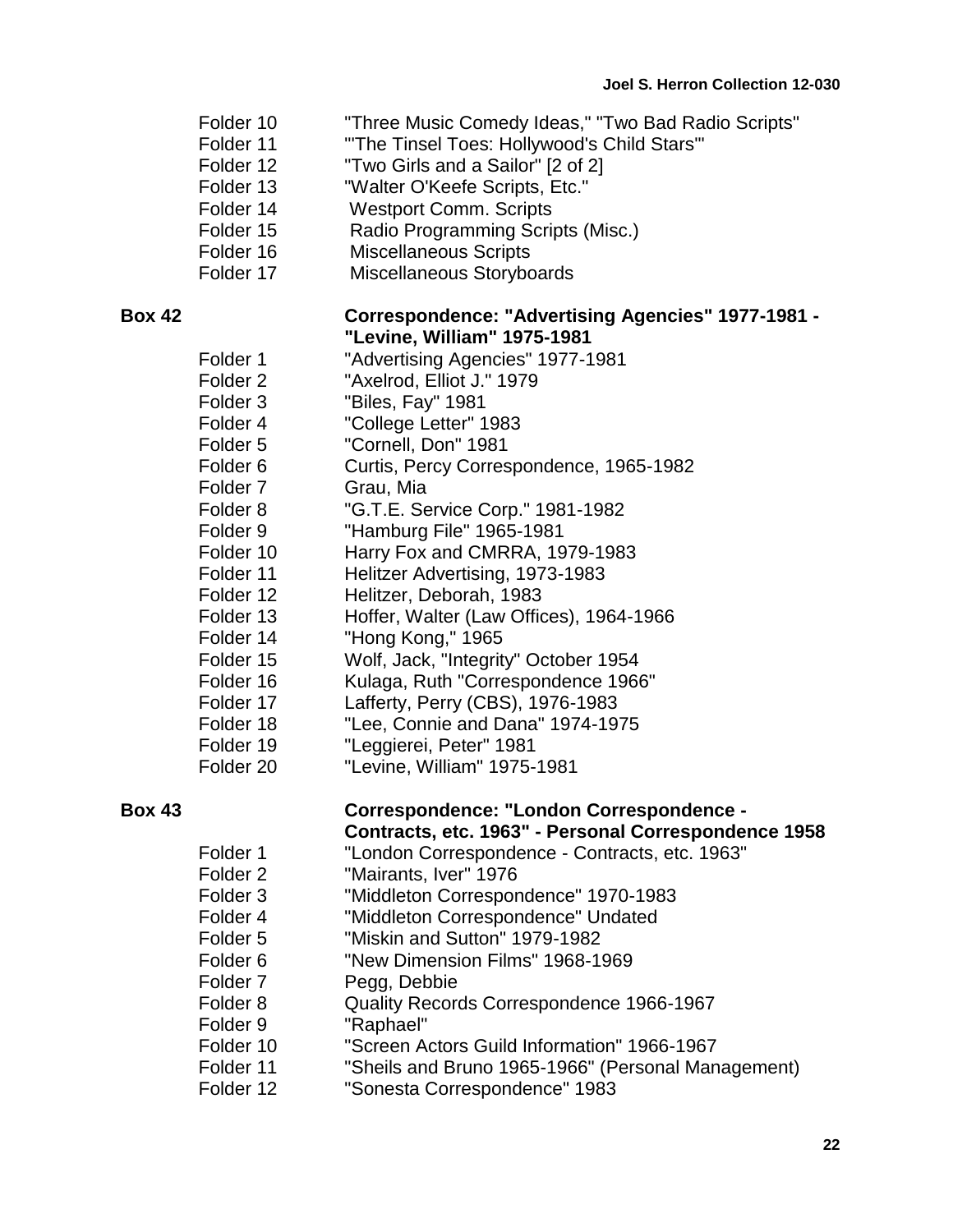Folder 10 "Three Music Comedy Ideas," "Two Bad Radio Scripts"
Folder 11 "'The Tinsel Toes: Hollywood's Child Stars'"
Folder 12 "Two Girls and a Sailor" [2 of 2]
Folder 13 "Walter O'Keefe Scripts, Etc."
Folder 14 Westport Comm. Scripts
Folder 15 Radio Programming Scripts (Misc.)
Folder 16 Miscellaneous Scripts
Folder 17 Miscellaneous Storyboards

**Box 42** **Correspondence: "Advertising Agencies" 1977-1981 - "Levine, William" 1975-1981**

Folder 1 "Advertising Agencies" 1977-1981
Folder 2 "Axelrod, Elliot J." 1979
Folder 3 "Biles, Fay" 1981
Folder 4 "College Letter" 1983
Folder 5 "Cornell, Don" 1981
Folder 6 Curtis, Percy Correspondence, 1965-1982
Folder 7 Grau, Mia
Folder 8 "G.T.E. Service Corp." 1981-1982
Folder 9 "Hamburg File" 1965-1981
Folder 10 Harry Fox and CMRRA, 1979-1983
Folder 11 Helitzer Advertising, 1973-1983
Folder 12 Helitzer, Deborah, 1983
Folder 13 Hoffer, Walter (Law Offices), 1964-1966
Folder 14 "Hong Kong," 1965
Folder 15 Wolf, Jack, "Integrity" October 1954
Folder 16 Kulaga, Ruth "Correspondence 1966"
Folder 17 Lafferty, Perry (CBS), 1976-1983
Folder 18 "Lee, Connie and Dana" 1974-1975
Folder 19 "Leggierei, Peter" 1981
Folder 20 "Levine, William" 1975-1981

**Box 43** **Correspondence: "London Correspondence - Contracts, etc. 1963" - Personal Correspondence 1958**

Folder 1 "London Correspondence - Contracts, etc. 1963"
Folder 2 "Mairants, Iver" 1976
Folder 3 "Middleton Correspondence" 1970-1983
Folder 4 "Middleton Correspondence" Undated
Folder 5 "Miskin and Sutton" 1979-1982
Folder 6 "New Dimension Films" 1968-1969
Folder 7 Pegg, Debbie
Folder 8 Quality Records Correspondence 1966-1967
Folder 9 "Raphael"
Folder 10 "Screen Actors Guild Information" 1966-1967
Folder 11 "Sheils and Bruno 1965-1966" (Personal Management)
Folder 12 "Sonesta Correspondence" 1983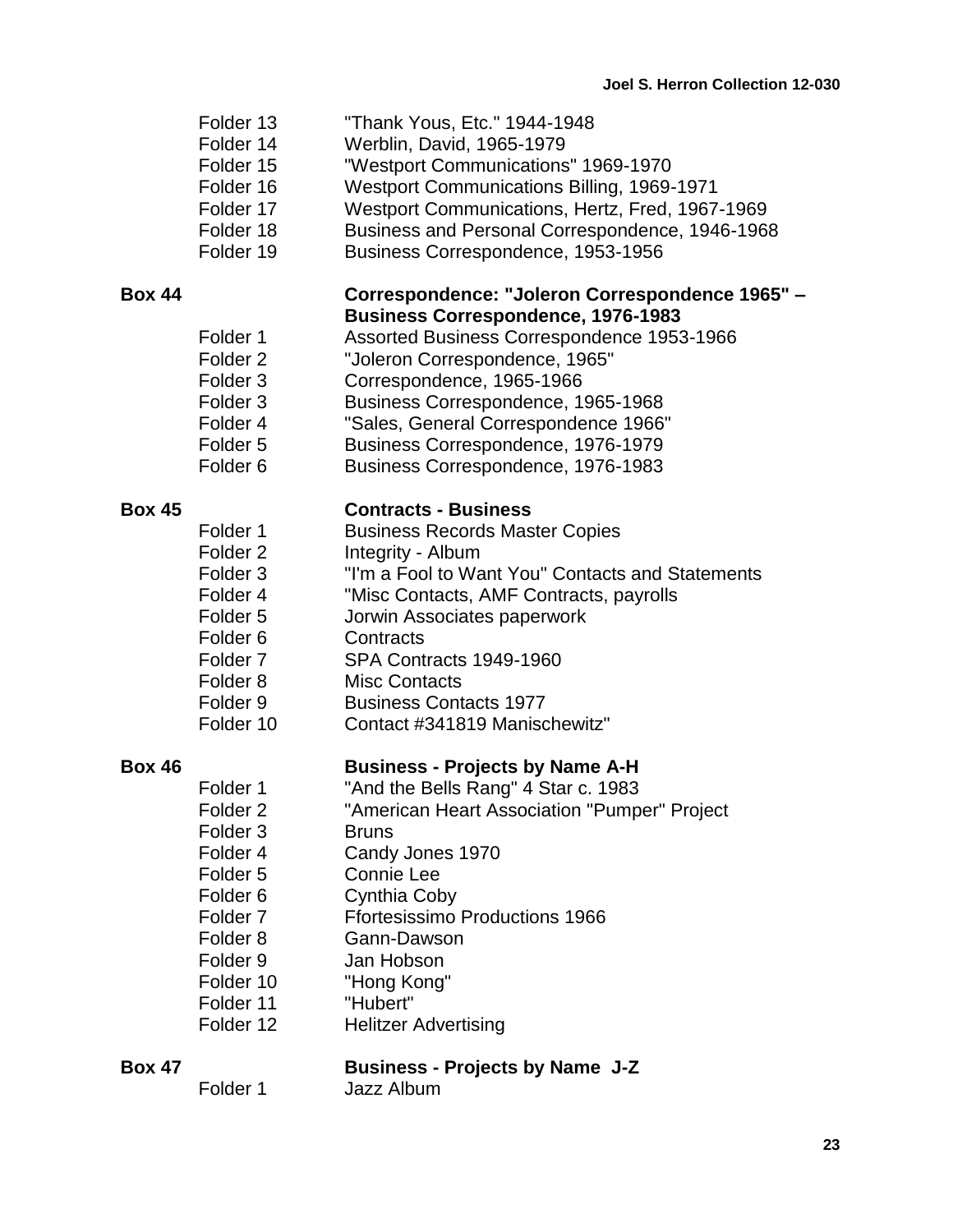| | |
|---|---|
| Folder 13 | "Thank Yous, Etc." 1944-1948 |
| Folder 14 | Werblin, David, 1965-1979 |
| Folder 15 | "Westport Communications" 1969-1970 |
| Folder 16 | Westport Communications Billing, 1969-1971 |
| Folder 17 | Westport Communications, Hertz, Fred, 1967-1969 |
| Folder 18 | Business and Personal Correspondence, 1946-1968 |
| Folder 19 | Business Correspondence, 1953-1956 |

**Box 44** **Correspondence: "Joleron Correspondence 1965" – Business Correspondence, 1976-1983**

| | |
|---|---|
| Folder 1 | Assorted Business Correspondence 1953-1966 |
| Folder 2 | "Joleron Correspondence, 1965" |
| Folder 3 | Correspondence, 1965-1966 |
| Folder 3 | Business Correspondence, 1965-1968 |
| Folder 4 | "Sales, General Correspondence 1966" |
| Folder 5 | Business Correspondence, 1976-1979 |
| Folder 6 | Business Correspondence, 1976-1983 |

**Box 45** **Contracts - Business**

| | |
|---|---|
| Folder 1 | Business Records Master Copies |
| Folder 2 | Integrity - Album |
| Folder 3 | "I'm a Fool to Want You" Contacts and Statements |
| Folder 4 | "Misc Contacts, AMF Contracts, payrolls |
| Folder 5 | Jorwin Associates paperwork |
| Folder 6 | Contracts |
| Folder 7 | SPA Contracts 1949-1960 |
| Folder 8 | Misc Contacts |
| Folder 9 | Business Contacts 1977 |
| Folder 10 | Contact #341819 Manischewitz" |

**Box 46** **Business - Projects by Name A-H**

| | |
|---|---|
| Folder 1 | "And the Bells Rang" 4 Star c. 1983 |
| Folder 2 | "American Heart Association "Pumper" Project |
| Folder 3 | Bruns |
| Folder 4 | Candy Jones 1970 |
| Folder 5 | Connie Lee |
| Folder 6 | Cynthia Coby |
| Folder 7 | Ffortesissimo Productions 1966 |
| Folder 8 | Gann-Dawson |
| Folder 9 | Jan Hobson |
| Folder 10 | "Hong Kong" |
| Folder 11 | "Hubert" |
| Folder 12 | Helitzer Advertising |

**Box 47** **Business - Projects by Name J-Z**

| | |
|---|---|
| Folder 1 | Jazz Album |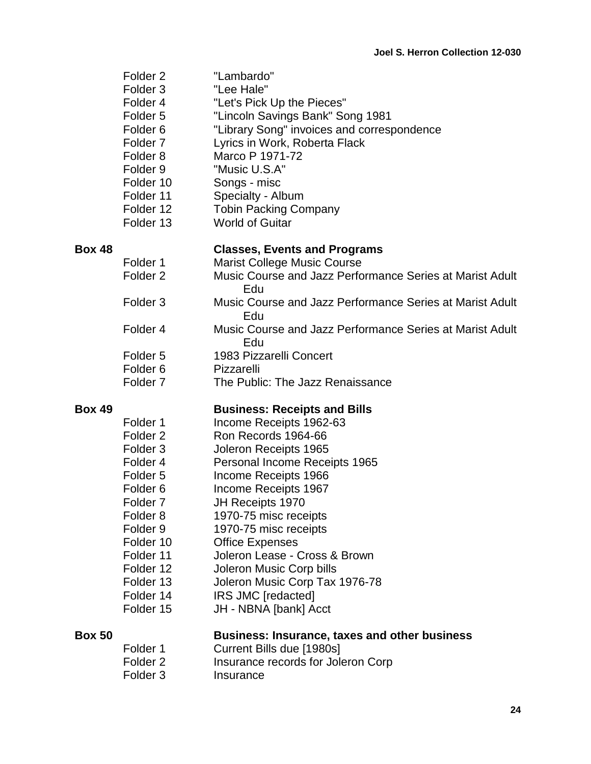| | | |
|---|---|---|
| | Folder 2 | "Lambardo" |
| | Folder 3 | "Lee Hale" |
| | Folder 4 | "Let's Pick Up the Pieces" |
| | Folder 5 | "Lincoln Savings Bank" Song 1981 |
| | Folder 6 | "Library Song" invoices and correspondence |
| | Folder 7 | Lyrics in Work, Roberta Flack |
| | Folder 8 | Marco P 1971-72 |
| | Folder 9 | "Music U.S.A" |
| | Folder 10 | Songs - misc |
| | Folder 11 | Specialty - Album |
| | Folder 12 | Tobin Packing Company |
| | Folder 13 | World of Guitar |
| **Box 48** | | **Classes, Events and Programs** |
| | Folder 1 | Marist College Music Course |
| | Folder 2 | Music Course and Jazz Performance Series at Marist Adult Edu |
| | Folder 3 | Music Course and Jazz Performance Series at Marist Adult Edu |
| | Folder 4 | Music Course and Jazz Performance Series at Marist Adult Edu |
| | Folder 5 | 1983 Pizzarelli Concert |
| | Folder 6 | Pizzarelli |
| | Folder 7 | The Public: The Jazz Renaissance |
| **Box 49** | | **Business: Receipts and Bills** |
| | Folder 1 | Income Receipts 1962-63 |
| | Folder 2 | Ron Records 1964-66 |
| | Folder 3 | Joleron Receipts 1965 |
| | Folder 4 | Personal Income Receipts 1965 |
| | Folder 5 | Income Receipts 1966 |
| | Folder 6 | Income Receipts 1967 |
| | Folder 7 | JH Receipts 1970 |
| | Folder 8 | 1970-75 misc receipts |
| | Folder 9 | 1970-75 misc receipts |
| | Folder 10 | Office Expenses |
| | Folder 11 | Joleron Lease - Cross & Brown |
| | Folder 12 | Joleron Music Corp bills |
| | Folder 13 | Joleron Music Corp Tax 1976-78 |
| | Folder 14 | IRS JMC [redacted] |
| | Folder 15 | JH - NBNA [bank] Acct |
| **Box 50** | | **Business: Insurance, taxes and other business** |
| | Folder 1 | Current Bills due [1980s] |
| | Folder 2 | Insurance records for Joleron Corp |
| | Folder 3 | Insurance |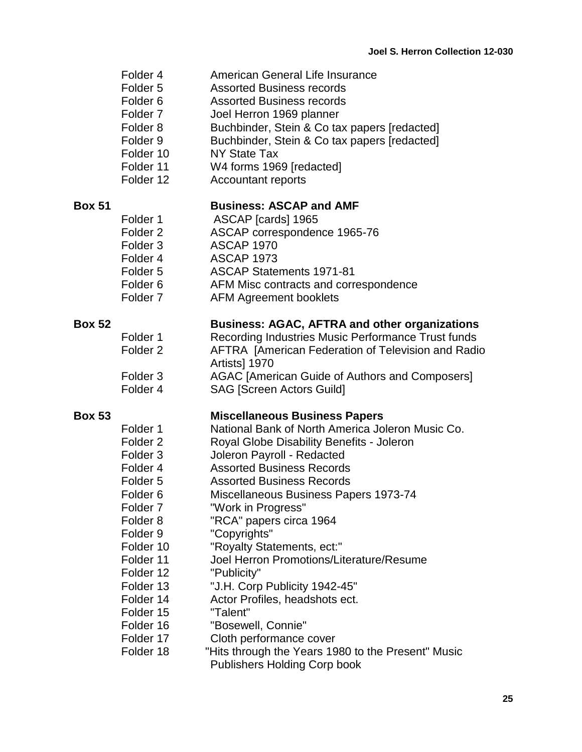Folder 4 American General Life Insurance
Folder 5 Assorted Business records
Folder 6 Assorted Business records
Folder 7 Joel Herron 1969 planner
Folder 8 Buchbinder, Stein & Co tax papers [redacted]
Folder 9 Buchbinder, Stein & Co tax papers [redacted]
Folder 10 NY State Tax
Folder 11 W4 forms 1969 [redacted]
Folder 12 Accountant reports

**Box 51** **Business: ASCAP and AMF**

Folder 1 ASCAP [cards] 1965
Folder 2 ASCAP correspondence 1965-76
Folder 3 ASCAP 1970
Folder 4 ASCAP 1973
Folder 5 ASCAP Statements 1971-81
Folder 6 AFM Misc contracts and correspondence
Folder 7 AFM Agreement booklets

**Box 52** **Business: AGAC, AFTRA and other organizations**

Folder 1 Recording Industries Music Performance Trust funds
Folder 2 AFTRA [American Federation of Television and Radio Artists] 1970
Folder 3 AGAC [American Guide of Authors and Composers]
Folder 4 SAG [Screen Actors Guild]

**Box 53** **Miscellaneous Business Papers**

Folder 1 National Bank of North America Joleron Music Co.
Folder 2 Royal Globe Disability Benefits - Joleron
Folder 3 Joleron Payroll - Redacted
Folder 4 Assorted Business Records
Folder 5 Assorted Business Records
Folder 6 Miscellaneous Business Papers 1973-74
Folder 7 "Work in Progress"
Folder 8 "RCA" papers circa 1964
Folder 9 "Copyrights"
Folder 10 "Royalty Statements, ect:"
Folder 11 Joel Herron Promotions/Literature/Resume
Folder 12 "Publicity"
Folder 13 "J.H. Corp Publicity 1942-45"
Folder 14 Actor Profiles, headshots ect.
Folder 15 "Talent"
Folder 16 "Bosewell, Connie"
Folder 17 Cloth performance cover
Folder 18 "Hits through the Years 1980 to the Present" Music Publishers Holding Corp book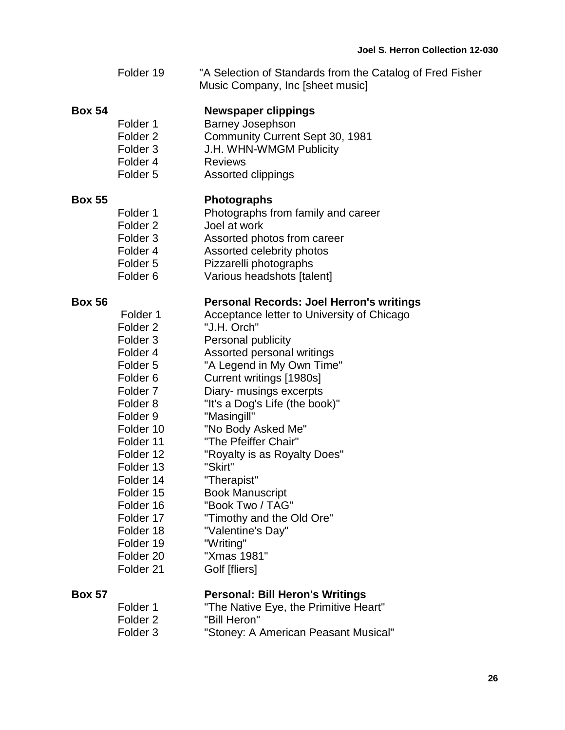| | | |
|---|---|---|
| | Folder 19 | "A Selection of Standards from the Catalog of Fred Fisher Music Company, Inc [sheet music] |
| **Box 54** | | **Newspaper clippings** |
| | Folder 1 | Barney Josephson |
| | Folder 2 | Community Current Sept 30, 1981 |
| | Folder 3 | J.H. WHN-WMGM Publicity |
| | Folder 4 | Reviews |
| | Folder 5 | Assorted clippings |
| **Box 55** | | **Photographs** |
| | Folder 1 | Photographs from family and career |
| | Folder 2 | Joel at work |
| | Folder 3 | Assorted photos from career |
| | Folder 4 | Assorted celebrity photos |
| | Folder 5 | Pizzarelli photographs |
| | Folder 6 | Various headshots [talent] |
| **Box 56** | | **Personal Records: Joel Herron's writings** |
| | Folder 1 | Acceptance letter to University of Chicago |
| | Folder 2 | "J.H. Orch" |
| | Folder 3 | Personal publicity |
| | Folder 4 | Assorted personal writings |
| | Folder 5 | "A Legend in My Own Time" |
| | Folder 6 | Current writings [1980s] |
| | Folder 7 | Diary- musings excerpts |
| | Folder 8 | "It's a Dog's Life (the book)" |
| | Folder 9 | "Masingill" |
| | Folder 10 | "No Body Asked Me" |
| | Folder 11 | "The Pfeiffer Chair" |
| | Folder 12 | "Royalty is as Royalty Does" |
| | Folder 13 | "Skirt" |
| | Folder 14 | "Therapist" |
| | Folder 15 | Book Manuscript |
| | Folder 16 | "Book Two / TAG" |
| | Folder 17 | "Timothy and the Old Ore" |
| | Folder 18 | "Valentine's Day" |
| | Folder 19 | "Writing" |
| | Folder 20 | "Xmas 1981" |
| | Folder 21 | Golf [fliers] |
| **Box 57** | | **Personal: Bill Heron's Writings** |
| | Folder 1 | "The Native Eye, the Primitive Heart" |
| | Folder 2 | "Bill Heron" |
| | Folder 3 | "Stoney: A American Peasant Musical" |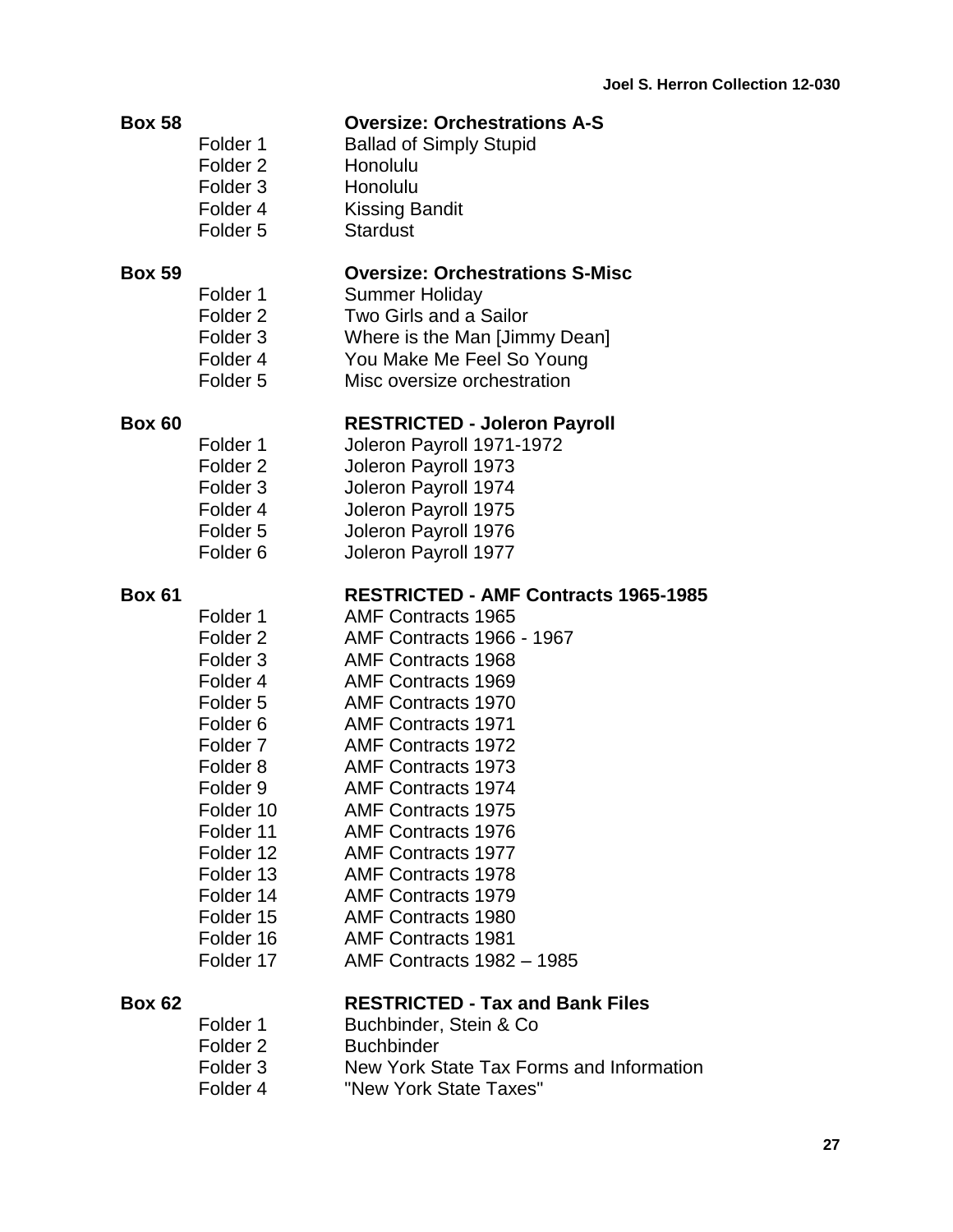**Box 58** **Oversize: Orchestrations A-S**

| | |
|---|---|
| Folder 1 | Ballad of Simply Stupid |
| Folder 2 | Honolulu |
| Folder 3 | Honolulu |
| Folder 4 | Kissing Bandit |
| Folder 5 | Stardust |

**Box 59** **Oversize: Orchestrations S-Misc**

| | |
|---|---|
| Folder 1 | Summer Holiday |
| Folder 2 | Two Girls and a Sailor |
| Folder 3 | Where is the Man [Jimmy Dean] |
| Folder 4 | You Make Me Feel So Young |
| Folder 5 | Misc oversize orchestration |

**Box 60** **RESTRICTED - Joleron Payroll**

| | |
|---|---|
| Folder 1 | Joleron Payroll 1971-1972 |
| Folder 2 | Joleron Payroll 1973 |
| Folder 3 | Joleron Payroll 1974 |
| Folder 4 | Joleron Payroll 1975 |
| Folder 5 | Joleron Payroll 1976 |
| Folder 6 | Joleron Payroll 1977 |

**Box 61** **RESTRICTED - AMF Contracts 1965-1985**

| | |
|---|---|
| Folder 1 | AMF Contracts 1965 |
| Folder 2 | AMF Contracts 1966 - 1967 |
| Folder 3 | AMF Contracts 1968 |
| Folder 4 | AMF Contracts 1969 |
| Folder 5 | AMF Contracts 1970 |
| Folder 6 | AMF Contracts 1971 |
| Folder 7 | AMF Contracts 1972 |
| Folder 8 | AMF Contracts 1973 |
| Folder 9 | AMF Contracts 1974 |
| Folder 10 | AMF Contracts 1975 |
| Folder 11 | AMF Contracts 1976 |
| Folder 12 | AMF Contracts 1977 |
| Folder 13 | AMF Contracts 1978 |
| Folder 14 | AMF Contracts 1979 |
| Folder 15 | AMF Contracts 1980 |
| Folder 16 | AMF Contracts 1981 |
| Folder 17 | AMF Contracts 1982 – 1985 |

**Box 62** **RESTRICTED - Tax and Bank Files**

| | |
|---|---|
| Folder 1 | Buchbinder, Stein & Co |
| Folder 2 | Buchbinder |
| Folder 3 | New York State Tax Forms and Information |
| Folder 4 | "New York State Taxes" |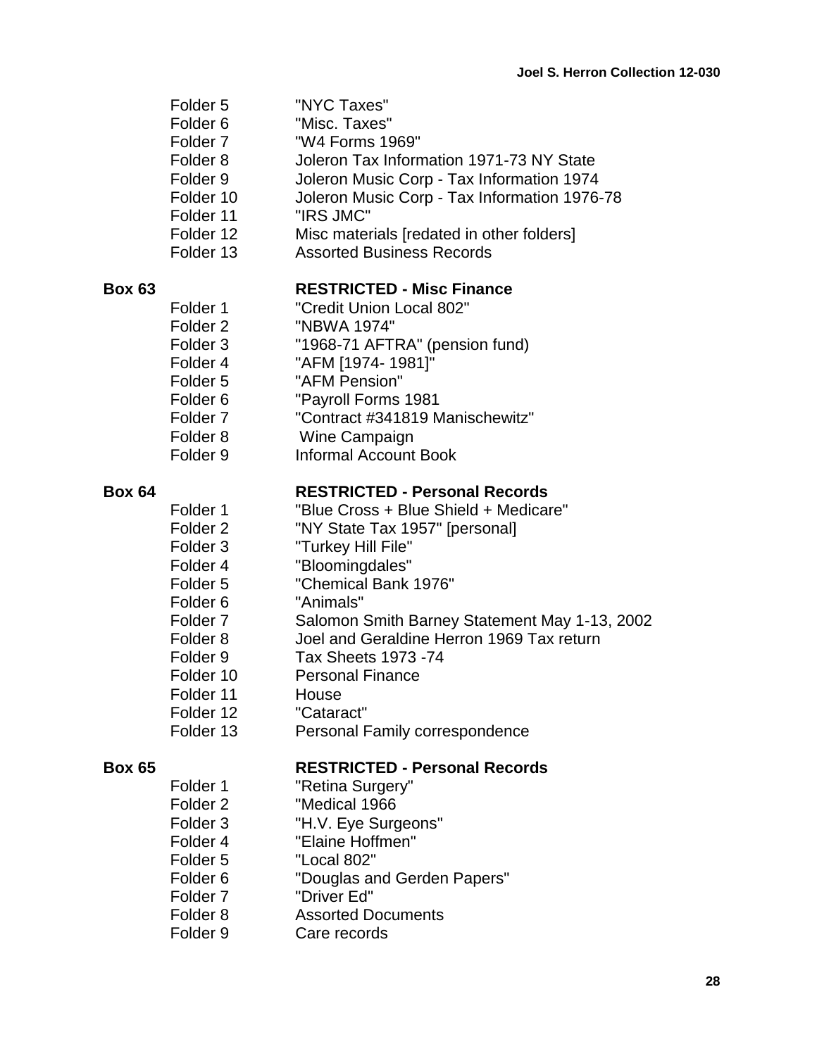| | |
|---|---|
| Folder 5 | "NYC Taxes" |
| Folder 6 | "Misc. Taxes" |
| Folder 7 | "W4 Forms 1969" |
| Folder 8 | Joleron Tax Information 1971-73 NY State |
| Folder 9 | Joleron Music Corp - Tax Information 1974 |
| Folder 10 | Joleron Music Corp - Tax Information 1976-78 |
| Folder 11 | "IRS JMC" |
| Folder 12 | Misc materials [redated in other folders] |
| Folder 13 | Assorted Business Records |

**Box 63** **RESTRICTED - Misc Finance**

| | |
|---|---|
| Folder 1 | "Credit Union Local 802" |
| Folder 2 | "NBWA 1974" |
| Folder 3 | "1968-71 AFTRA" (pension fund) |
| Folder 4 | "AFM [1974- 1981]" |
| Folder 5 | "AFM Pension" |
| Folder 6 | "Payroll Forms 1981 |
| Folder 7 | "Contract #341819 Manischewitz" |
| Folder 8 | Wine Campaign |
| Folder 9 | Informal Account Book |

**Box 64** **RESTRICTED - Personal Records**

| | |
|---|---|
| Folder 1 | "Blue Cross + Blue Shield + Medicare" |
| Folder 2 | "NY State Tax 1957" [personal] |
| Folder 3 | "Turkey Hill File" |
| Folder 4 | "Bloomingdales" |
| Folder 5 | "Chemical Bank 1976" |
| Folder 6 | "Animals" |
| Folder 7 | Salomon Smith Barney Statement May 1-13, 2002 |
| Folder 8 | Joel and Geraldine Herron 1969 Tax return |
| Folder 9 | Tax Sheets 1973 -74 |
| Folder 10 | Personal Finance |
| Folder 11 | House |
| Folder 12 | "Cataract" |
| Folder 13 | Personal Family correspondence |

**Box 65** **RESTRICTED - Personal Records**

| | |
|---|---|
| Folder 1 | "Retina Surgery" |
| Folder 2 | "Medical 1966 |
| Folder 3 | "H.V. Eye Surgeons" |
| Folder 4 | "Elaine Hoffmen" |
| Folder 5 | "Local 802" |
| Folder 6 | "Douglas and Gerden Papers" |
| Folder 7 | "Driver Ed" |
| Folder 8 | Assorted Documents |
| Folder 9 | Care records |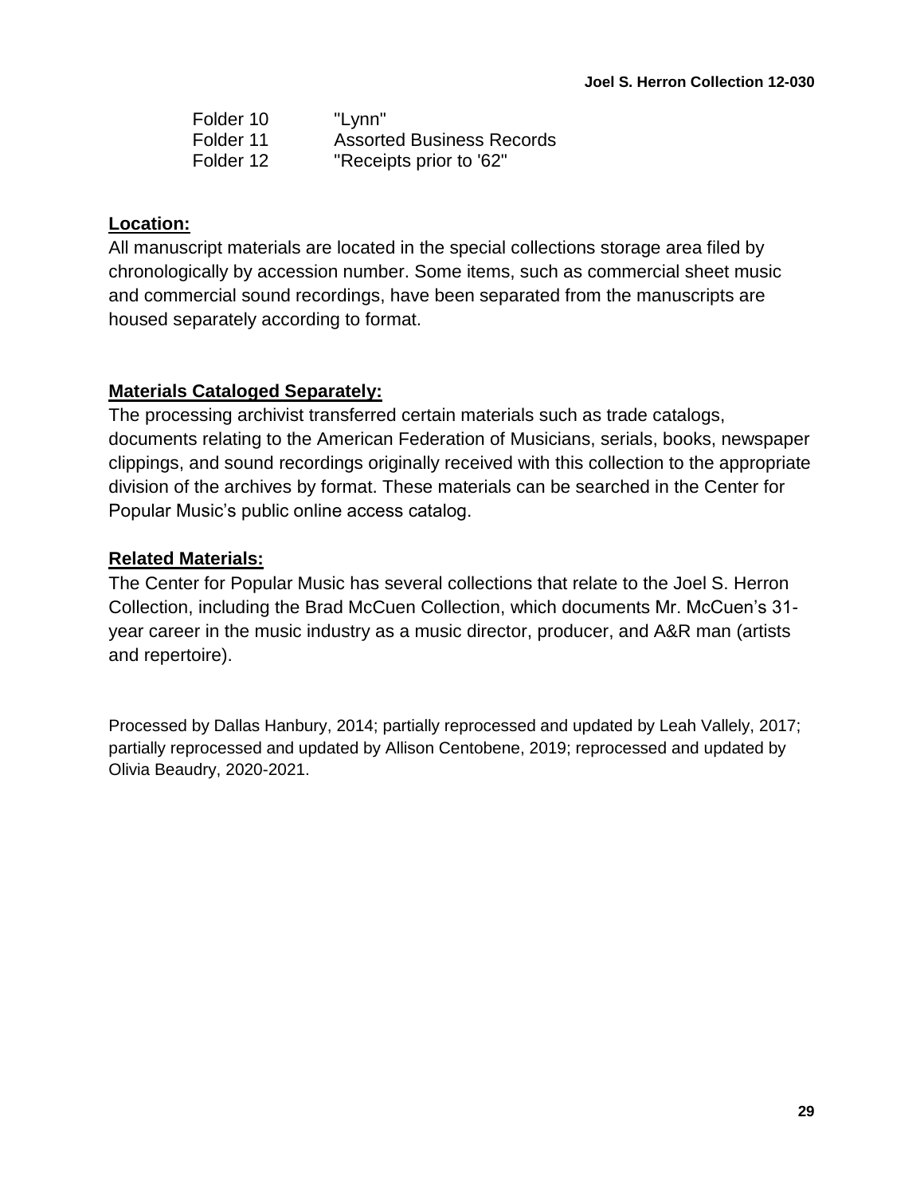| | |
|---|---|
| Folder 10 | "Lynn" |
| Folder 11 | Assorted Business Records |
| Folder 12 | "Receipts prior to '62" |

**Location:**

All manuscript materials are located in the special collections storage area filed by chronologically by accession number. Some items, such as commercial sheet music and commercial sound recordings, have been separated from the manuscripts are housed separately according to format.

**Materials Cataloged Separately:**

The processing archivist transferred certain materials such as trade catalogs, documents relating to the American Federation of Musicians, serials, books, newspaper clippings, and sound recordings originally received with this collection to the appropriate division of the archives by format. These materials can be searched in the Center for Popular Music's public online access catalog.

**Related Materials:**

The Center for Popular Music has several collections that relate to the Joel S. Herron Collection, including the Brad McCuen Collection, which documents Mr. McCuen's 31-year career in the music industry as a music director, producer, and A&R man (artists and repertoire).

Processed by Dallas Hanbury, 2014; partially reprocessed and updated by Leah Vallely, 2017; partially reprocessed and updated by Allison Centobene, 2019; reprocessed and updated by Olivia Beaudry, 2020-2021.